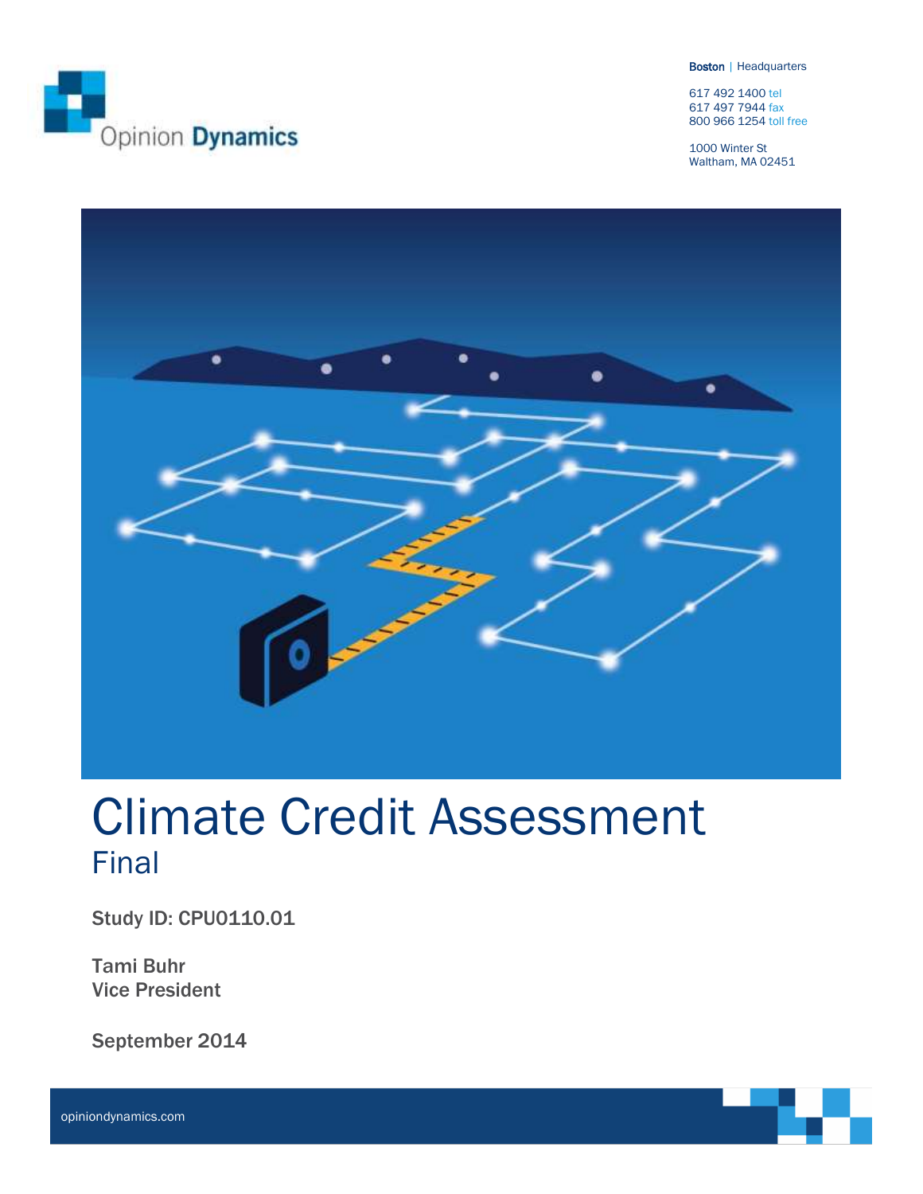Opinion Dynamics

**Boston** | Headquarters

617 492 1400 tel
617 497 7944 fax
800 966 1254 toll free

1000 Winter St
Waltham, MA 02451

# Climate Credit Assessment

## Final

**Study ID: CPU0110.01**

**Tami Buhr**
**Vice President**

**September 2014**

opiniondynamics.com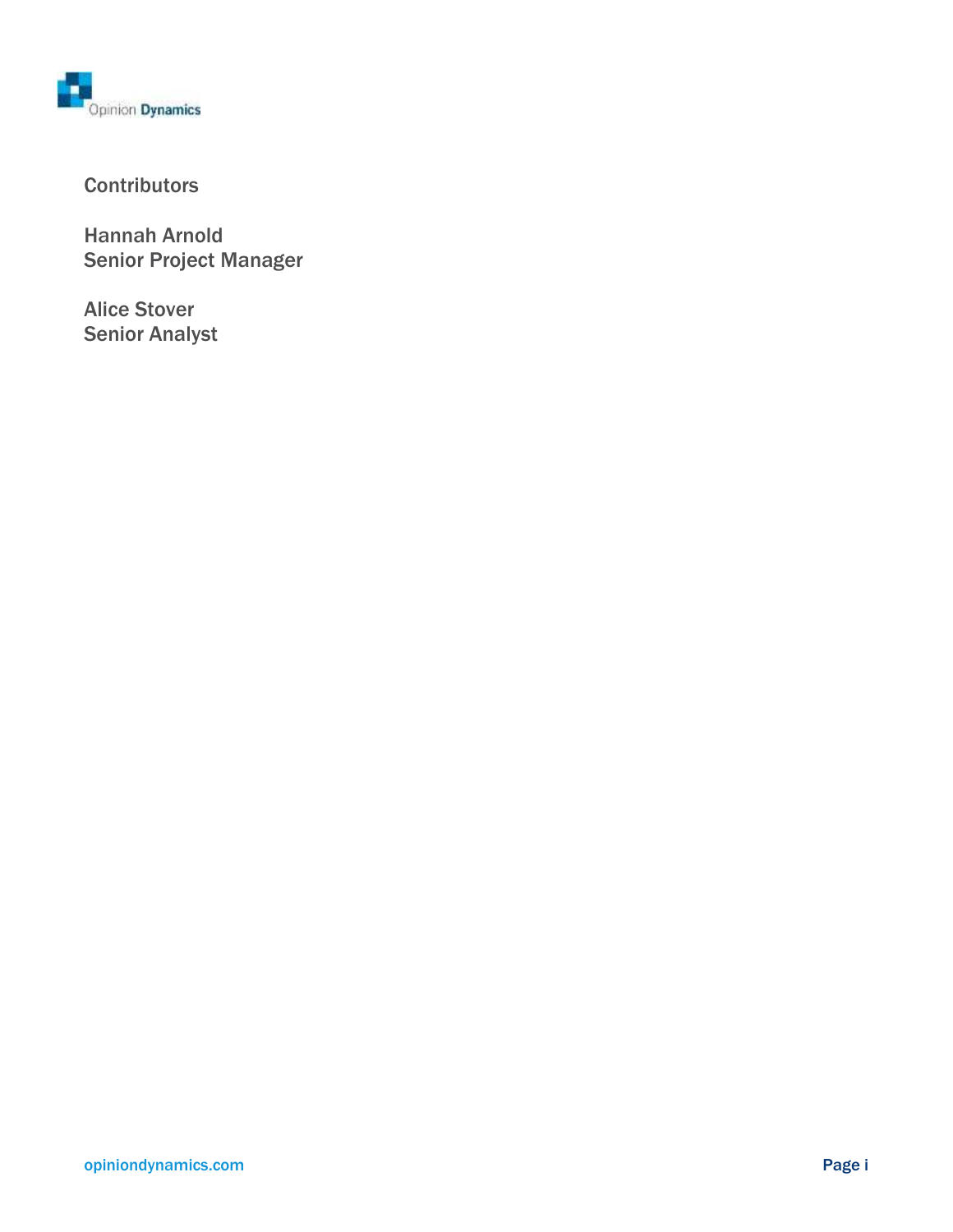## Contributors

Hannah Arnold
Senior Project Manager

Alice Stover
Senior Analyst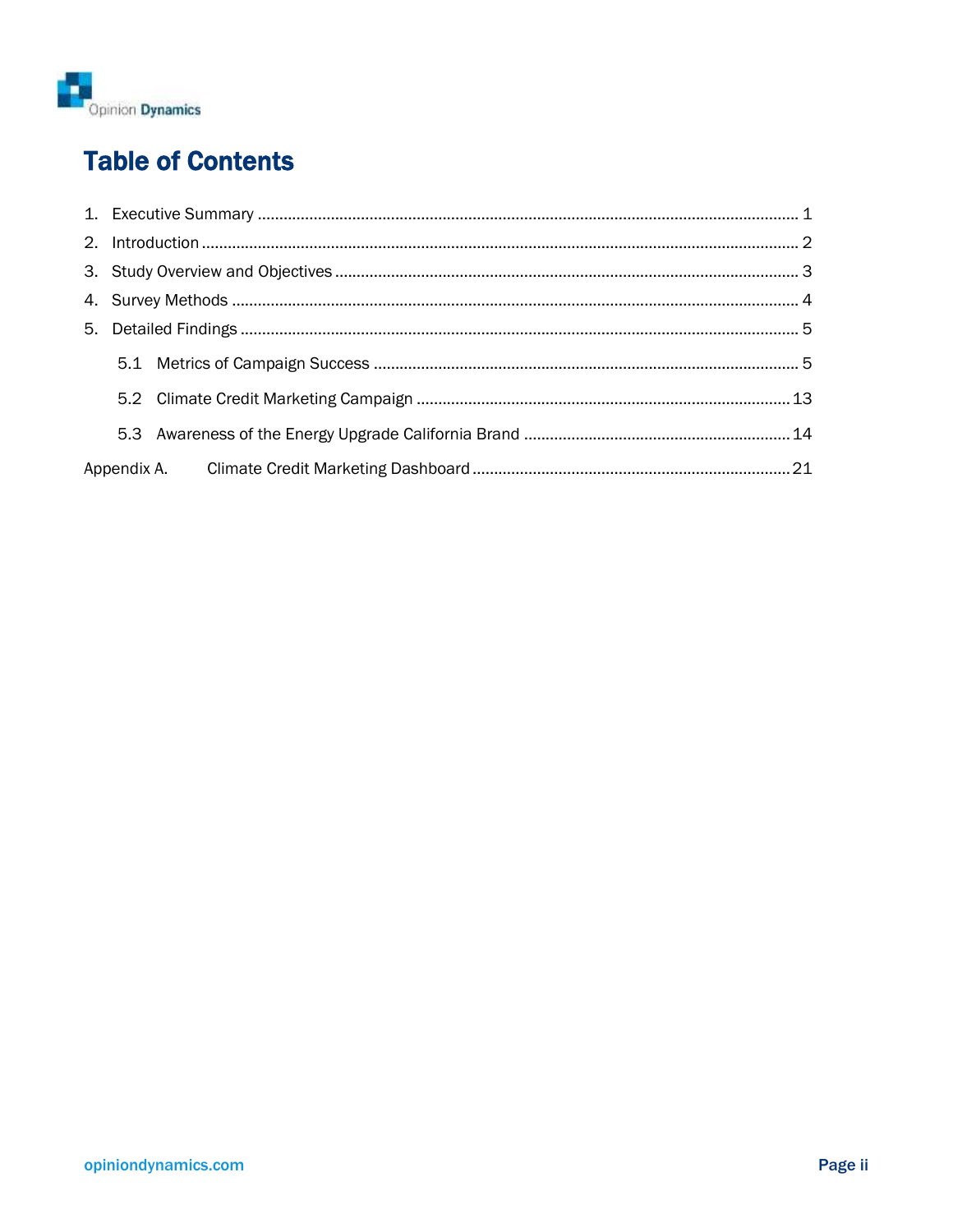# Table of Contents

1. Executive Summary ............................................................................................................ 1
2. Introduction ........................................................................................................................ 2
3. Study Overview and Objectives .......................................................................................... 3
4. Survey Methods .................................................................................................................. 4
5. Detailed Findings ................................................................................................................ 5
   - 5.1 Metrics of Campaign Success .................................................................................. 5
   - 5.2 Climate Credit Marketing Campaign ...................................................................... 13
   - 5.3 Awareness of the Energy Upgrade California Brand ............................................. 14

Appendix A. Climate Credit Marketing Dashboard ......................................................................... 21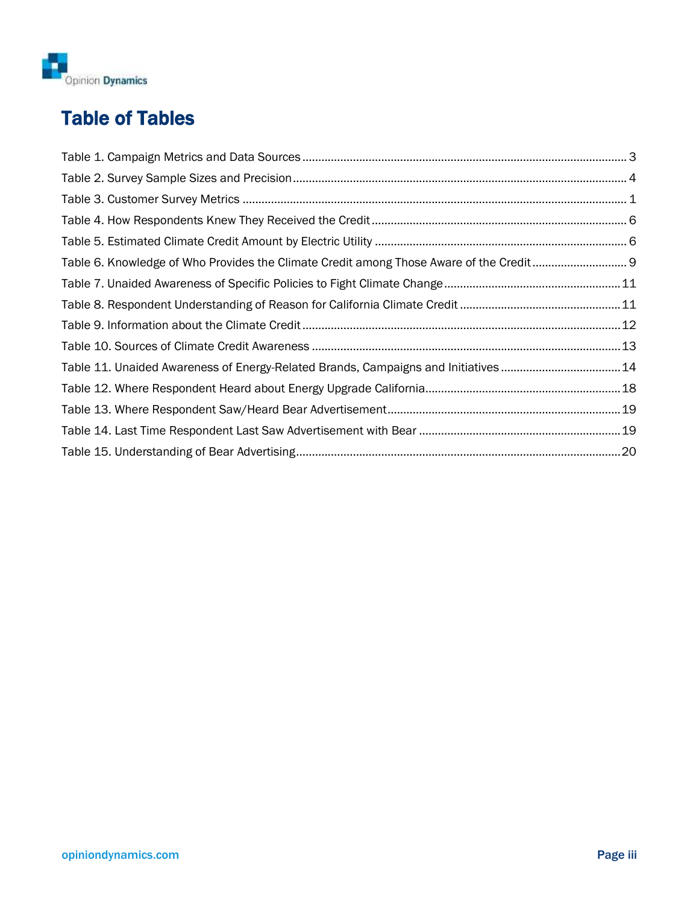# Table of Tables

Table 1. Campaign Metrics and Data Sources ........ 3
Table 2. Survey Sample Sizes and Precision ........ 4
Table 3. Customer Survey Metrics ........ 1
Table 4. How Respondents Knew They Received the Credit ........ 6
Table 5. Estimated Climate Credit Amount by Electric Utility ........ 6
Table 6. Knowledge of Who Provides the Climate Credit among Those Aware of the Credit ........ 9
Table 7. Unaided Awareness of Specific Policies to Fight Climate Change ........ 11
Table 8. Respondent Understanding of Reason for California Climate Credit ........ 11
Table 9. Information about the Climate Credit ........ 12
Table 10. Sources of Climate Credit Awareness ........ 13
Table 11. Unaided Awareness of Energy-Related Brands, Campaigns and Initiatives ........ 14
Table 12. Where Respondent Heard about Energy Upgrade California ........ 18
Table 13. Where Respondent Saw/Heard Bear Advertisement ........ 19
Table 14. Last Time Respondent Last Saw Advertisement with Bear ........ 19
Table 15. Understanding of Bear Advertising ........ 20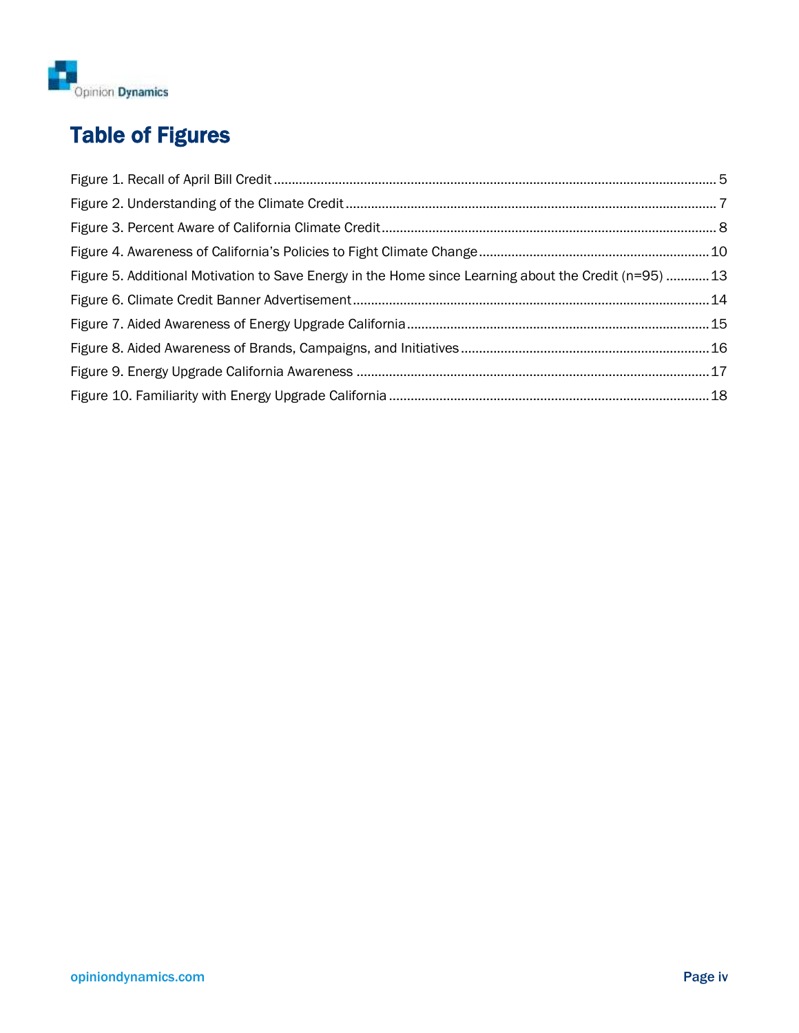# Table of Figures

Figure 1. Recall of April Bill Credit ........................................................................................................... 5

Figure 2. Understanding of the Climate Credit ....................................................................................... 7

Figure 3. Percent Aware of California Climate Credit ............................................................................. 8

Figure 4. Awareness of California's Policies to Fight Climate Change ................................................... 10

Figure 5. Additional Motivation to Save Energy in the Home since Learning about the Credit (n=95) ............ 13

Figure 6. Climate Credit Banner Advertisement ................................................................................... 14

Figure 7. Aided Awareness of Energy Upgrade California ..................................................................... 15

Figure 8. Aided Awareness of Brands, Campaigns, and Initiatives ....................................................... 16

Figure 9. Energy Upgrade California Awareness .................................................................................. 17

Figure 10. Familiarity with Energy Upgrade California .......................................................................... 18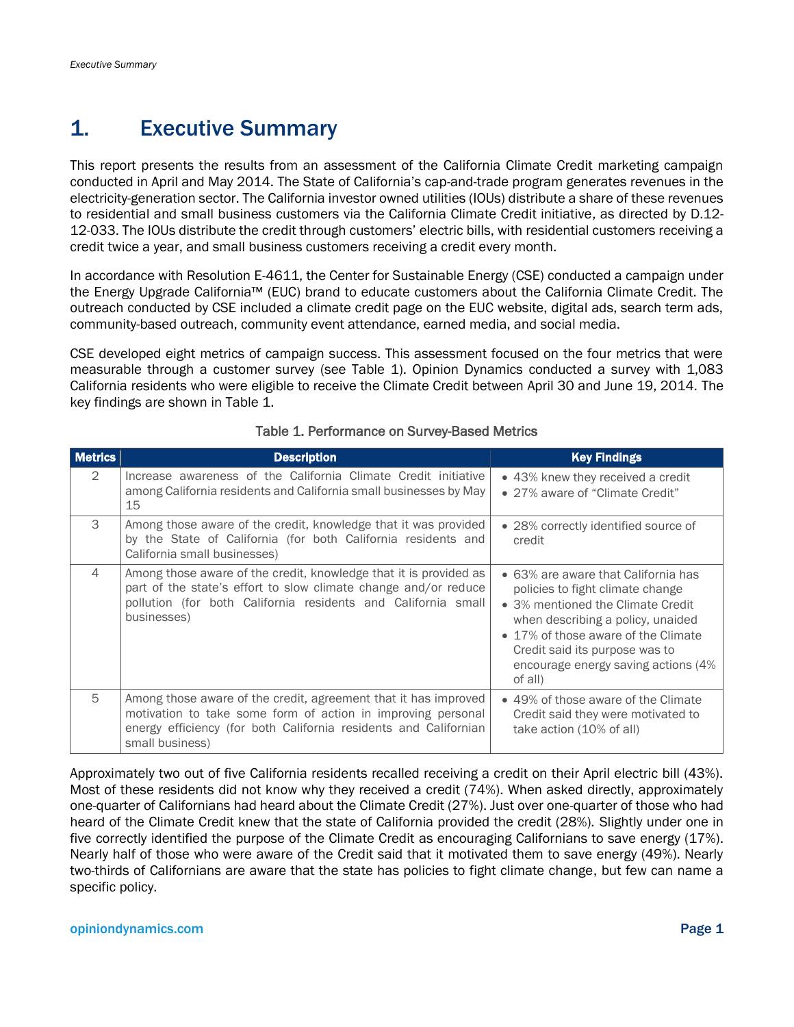# 1. Executive Summary

This report presents the results from an assessment of the California Climate Credit marketing campaign conducted in April and May 2014. The State of California's cap-and-trade program generates revenues in the electricity-generation sector. The California investor owned utilities (IOUs) distribute a share of these revenues to residential and small business customers via the California Climate Credit initiative, as directed by D.12-12-033. The IOUs distribute the credit through customers' electric bills, with residential customers receiving a credit twice a year, and small business customers receiving a credit every month.

In accordance with Resolution E-4611, the Center for Sustainable Energy (CSE) conducted a campaign under the Energy Upgrade California™ (EUC) brand to educate customers about the California Climate Credit. The outreach conducted by CSE included a climate credit page on the EUC website, digital ads, search term ads, community-based outreach, community event attendance, earned media, and social media.

CSE developed eight metrics of campaign success. This assessment focused on the four metrics that were measurable through a customer survey (see Table 1). Opinion Dynamics conducted a survey with 1,083 California residents who were eligible to receive the Climate Credit between April 30 and June 19, 2014. The key findings are shown in Table 1.

Table 1. Performance on Survey-Based Metrics

| Metrics | Description | Key Findings |
|---|---|---|
| 2 | Increase awareness of the California Climate Credit initiative among California residents and California small businesses by May 15 | • 43% knew they received a credit<br>• 27% aware of "Climate Credit" |
| 3 | Among those aware of the credit, knowledge that it was provided by the State of California (for both California residents and California small businesses) | • 28% correctly identified source of credit |
| 4 | Among those aware of the credit, knowledge that it is provided as part of the state's effort to slow climate change and/or reduce pollution (for both California residents and California small businesses) | • 63% are aware that California has policies to fight climate change<br>• 3% mentioned the Climate Credit when describing a policy, unaided<br>• 17% of those aware of the Climate Credit said its purpose was to encourage energy saving actions (4% of all) |
| 5 | Among those aware of the credit, agreement that it has improved motivation to take some form of action in improving personal energy efficiency (for both California residents and Californian small business) | • 49% of those aware of the Climate Credit said they were motivated to take action (10% of all) |

Approximately two out of five California residents recalled receiving a credit on their April electric bill (43%). Most of these residents did not know why they received a credit (74%). When asked directly, approximately one-quarter of Californians had heard about the Climate Credit (27%). Just over one-quarter of those who had heard of the Climate Credit knew that the state of California provided the credit (28%). Slightly under one in five correctly identified the purpose of the Climate Credit as encouraging Californians to save energy (17%). Nearly half of those who were aware of the Credit said that it motivated them to save energy (49%). Nearly two-thirds of Californians are aware that the state has policies to fight climate change, but few can name a specific policy.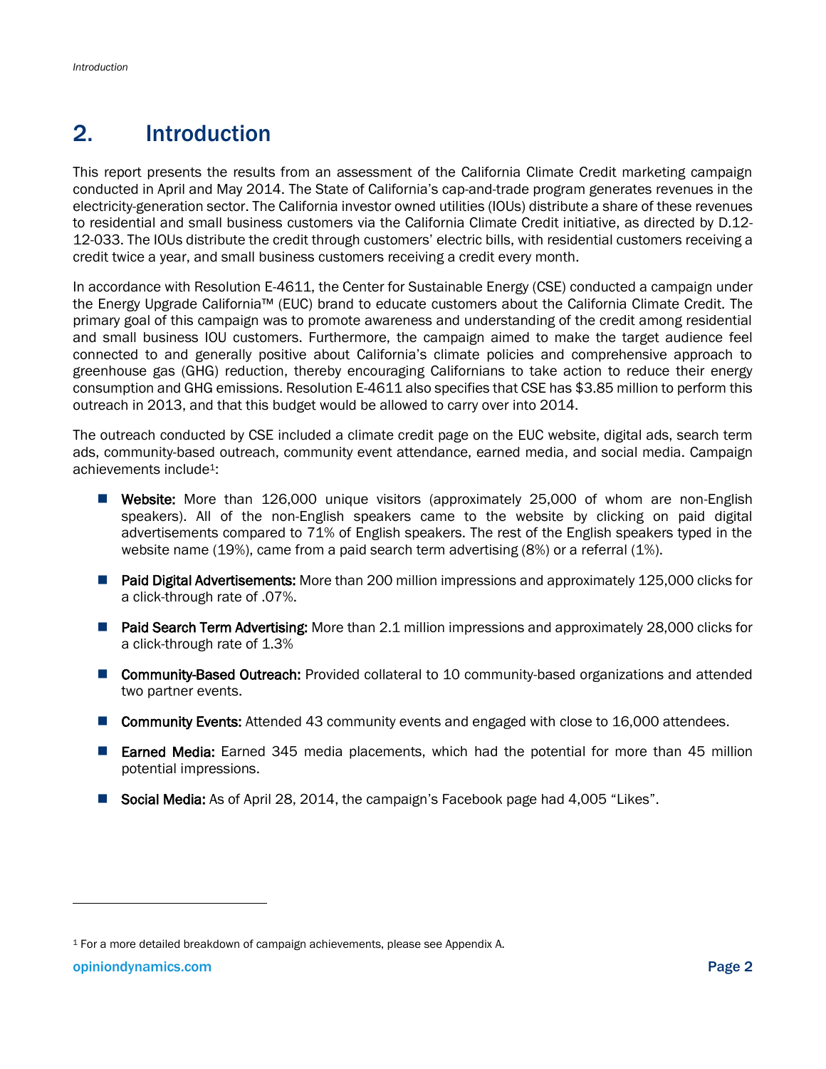# 2. Introduction

This report presents the results from an assessment of the California Climate Credit marketing campaign conducted in April and May 2014. The State of California's cap-and-trade program generates revenues in the electricity-generation sector. The California investor owned utilities (IOUs) distribute a share of these revenues to residential and small business customers via the California Climate Credit initiative, as directed by D.12-12-033. The IOUs distribute the credit through customers' electric bills, with residential customers receiving a credit twice a year, and small business customers receiving a credit every month.

In accordance with Resolution E-4611, the Center for Sustainable Energy (CSE) conducted a campaign under the Energy Upgrade California™ (EUC) brand to educate customers about the California Climate Credit. The primary goal of this campaign was to promote awareness and understanding of the credit among residential and small business IOU customers. Furthermore, the campaign aimed to make the target audience feel connected to and generally positive about California's climate policies and comprehensive approach to greenhouse gas (GHG) reduction, thereby encouraging Californians to take action to reduce their energy consumption and GHG emissions. Resolution E-4611 also specifies that CSE has $3.85 million to perform this outreach in 2013, and that this budget would be allowed to carry over into 2014.

The outreach conducted by CSE included a climate credit page on the EUC website, digital ads, search term ads, community-based outreach, community event attendance, earned media, and social media. Campaign achievements include[1]:

- **Website:** More than 126,000 unique visitors (approximately 25,000 of whom are non-English speakers). All of the non-English speakers came to the website by clicking on paid digital advertisements compared to 71% of English speakers. The rest of the English speakers typed in the website name (19%), came from a paid search term advertising (8%) or a referral (1%).
- **Paid Digital Advertisements:** More than 200 million impressions and approximately 125,000 clicks for a click-through rate of .07%.
- **Paid Search Term Advertising:** More than 2.1 million impressions and approximately 28,000 clicks for a click-through rate of 1.3%
- **Community-Based Outreach:** Provided collateral to 10 community-based organizations and attended two partner events.
- **Community Events:** Attended 43 community events and engaged with close to 16,000 attendees.
- **Earned Media:** Earned 345 media placements, which had the potential for more than 45 million potential impressions.
- **Social Media:** As of April 28, 2014, the campaign's Facebook page had 4,005 "Likes".

[1] For a more detailed breakdown of campaign achievements, please see Appendix A.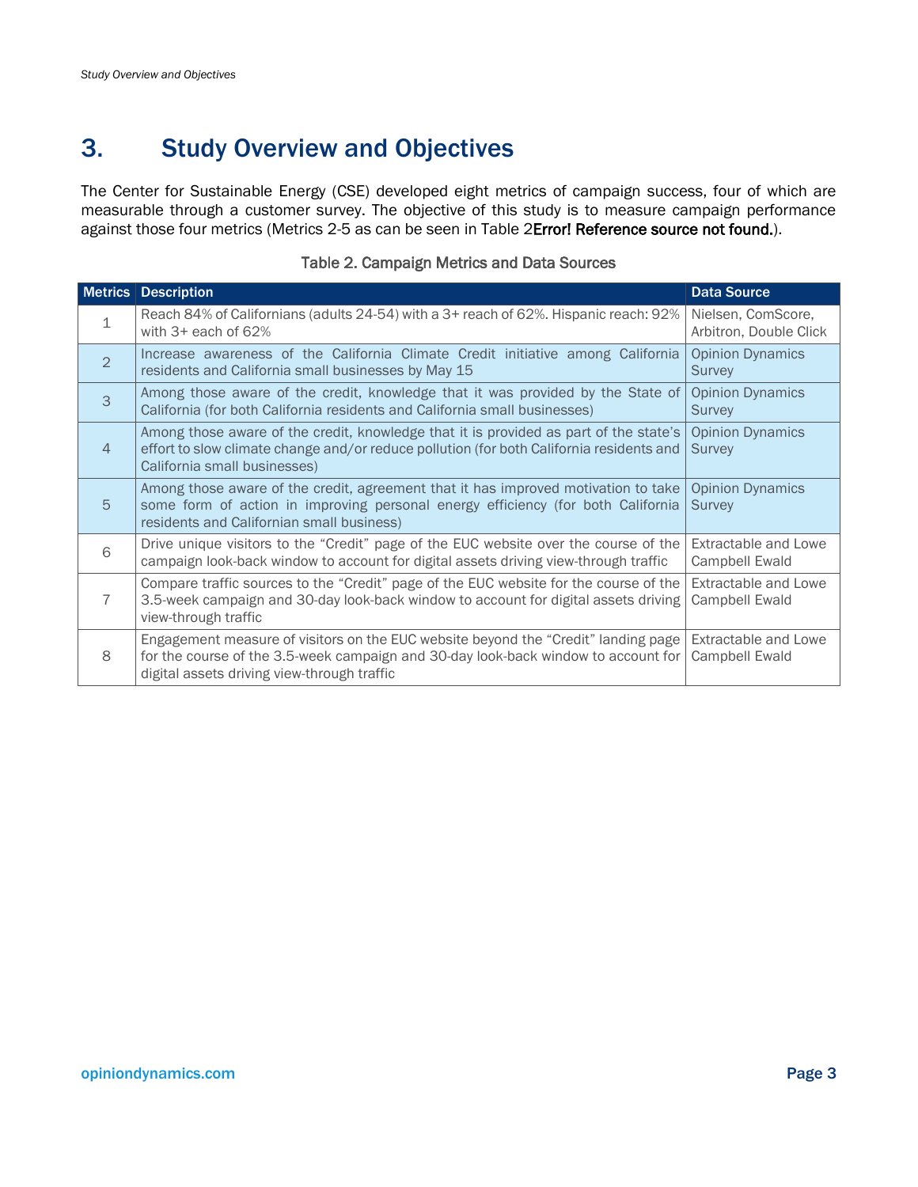# 3. Study Overview and Objectives

The Center for Sustainable Energy (CSE) developed eight metrics of campaign success, four of which are measurable through a customer survey. The objective of this study is to measure campaign performance against those four metrics (Metrics 2-5 as can be seen in Table 2Error! Reference source not found.).

Table 2. Campaign Metrics and Data Sources

| Metrics | Description | Data Source |
|---|---|---|
| 1 | Reach 84% of Californians (adults 24-54) with a 3+ reach of 62%. Hispanic reach: 92% with 3+ each of 62% | Nielsen, ComScore, Arbitron, Double Click |
| 2 | Increase awareness of the California Climate Credit initiative among California residents and California small businesses by May 15 | Opinion Dynamics Survey |
| 3 | Among those aware of the credit, knowledge that it was provided by the State of California (for both California residents and California small businesses) | Opinion Dynamics Survey |
| 4 | Among those aware of the credit, knowledge that it is provided as part of the state's effort to slow climate change and/or reduce pollution (for both California residents and California small businesses) | Opinion Dynamics Survey |
| 5 | Among those aware of the credit, agreement that it has improved motivation to take some form of action in improving personal energy efficiency (for both California residents and Californian small business) | Opinion Dynamics Survey |
| 6 | Drive unique visitors to the "Credit" page of the EUC website over the course of the campaign look-back window to account for digital assets driving view-through traffic | Extractable and Lowe Campbell Ewald |
| 7 | Compare traffic sources to the "Credit" page of the EUC website for the course of the 3.5-week campaign and 30-day look-back window to account for digital assets driving view-through traffic | Extractable and Lowe Campbell Ewald |
| 8 | Engagement measure of visitors on the EUC website beyond the "Credit" landing page for the course of the 3.5-week campaign and 30-day look-back window to account for digital assets driving view-through traffic | Extractable and Lowe Campbell Ewald |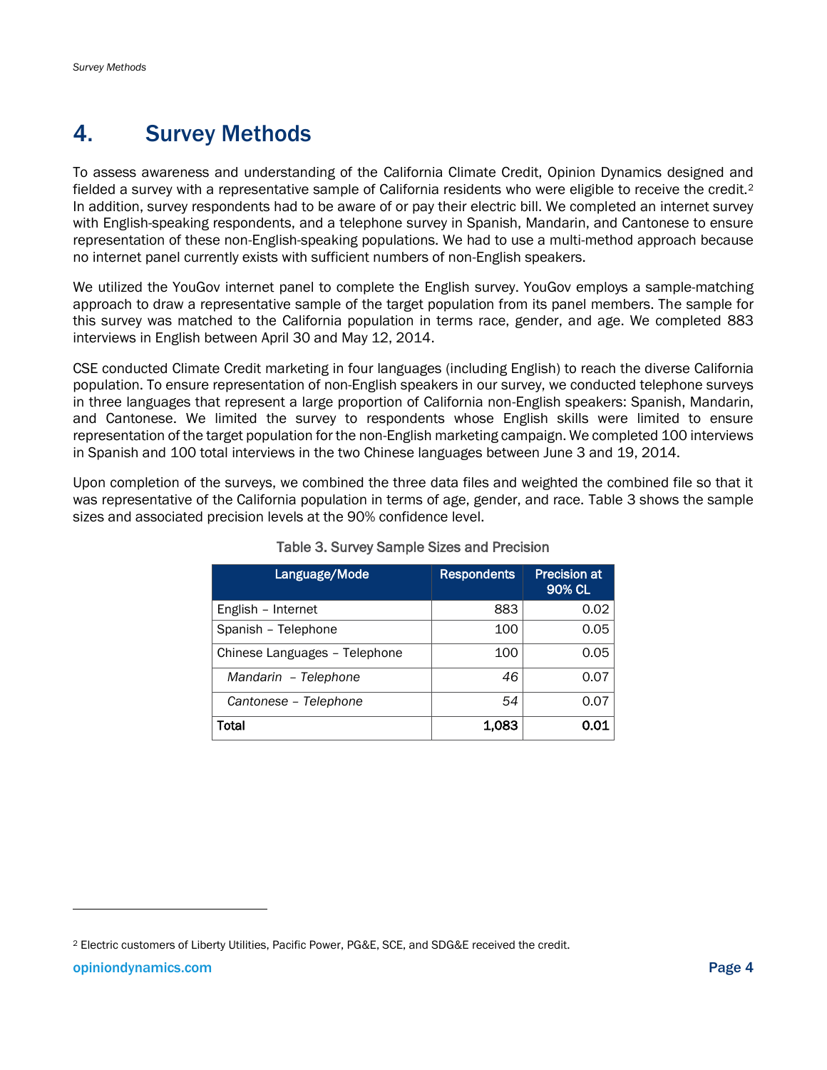# 4. Survey Methods

To assess awareness and understanding of the California Climate Credit, Opinion Dynamics designed and fielded a survey with a representative sample of California residents who were eligible to receive the credit.[2] In addition, survey respondents had to be aware of or pay their electric bill. We completed an internet survey with English-speaking respondents, and a telephone survey in Spanish, Mandarin, and Cantonese to ensure representation of these non-English-speaking populations. We had to use a multi-method approach because no internet panel currently exists with sufficient numbers of non-English speakers.

We utilized the YouGov internet panel to complete the English survey. YouGov employs a sample-matching approach to draw a representative sample of the target population from its panel members. The sample for this survey was matched to the California population in terms race, gender, and age. We completed 883 interviews in English between April 30 and May 12, 2014.

CSE conducted Climate Credit marketing in four languages (including English) to reach the diverse California population. To ensure representation of non-English speakers in our survey, we conducted telephone surveys in three languages that represent a large proportion of California non-English speakers: Spanish, Mandarin, and Cantonese. We limited the survey to respondents whose English skills were limited to ensure representation of the target population for the non-English marketing campaign. We completed 100 interviews in Spanish and 100 total interviews in the two Chinese languages between June 3 and 19, 2014.

Upon completion of the surveys, we combined the three data files and weighted the combined file so that it was representative of the California population in terms of age, gender, and race. Table 3 shows the sample sizes and associated precision levels at the 90% confidence level.

Table 3. Survey Sample Sizes and Precision

| Language/Mode | Respondents | Precision at 90% CL |
|---|---|---|
| English – Internet | 883 | 0.02 |
| Spanish – Telephone | 100 | 0.05 |
| Chinese Languages – Telephone | 100 | 0.05 |
| *Mandarin – Telephone* | *46* | 0.07 |
| *Cantonese – Telephone* | *54* | 0.07 |
| **Total** | **1,083** | **0.01** |

[2] Electric customers of Liberty Utilities, Pacific Power, PG&E, SCE, and SDG&E received the credit.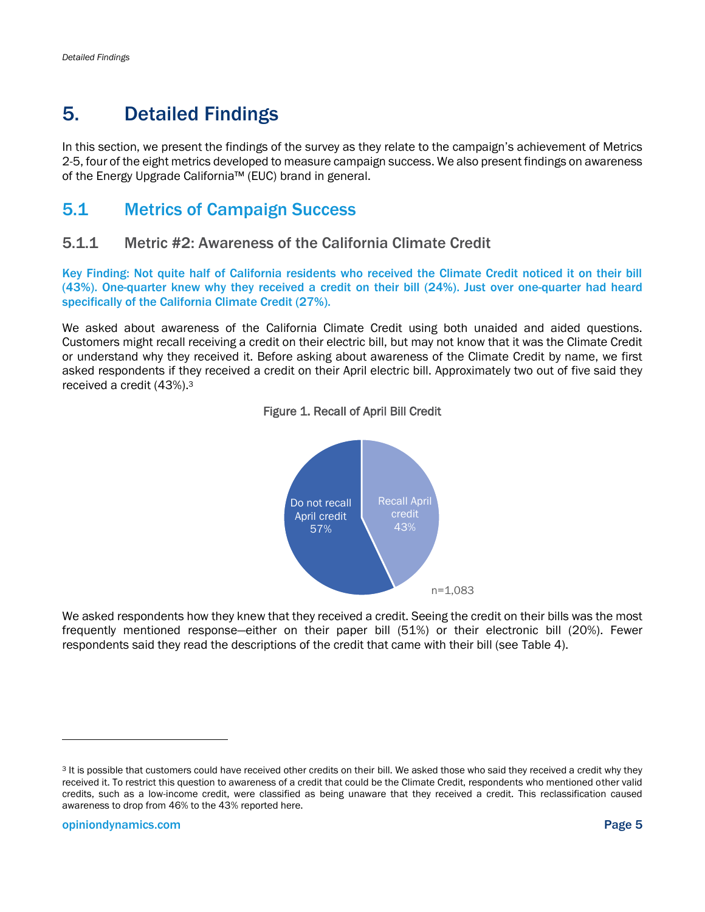# 5. Detailed Findings

In this section, we present the findings of the survey as they relate to the campaign's achievement of Metrics 2-5, four of the eight metrics developed to measure campaign success. We also present findings on awareness of the Energy Upgrade California™ (EUC) brand in general.

## 5.1 Metrics of Campaign Success

### 5.1.1 Metric #2: Awareness of the California Climate Credit

**Key Finding: Not quite half of California residents who received the Climate Credit noticed it on their bill (43%). One-quarter knew why they received a credit on their bill (24%). Just over one-quarter had heard specifically of the California Climate Credit (27%).**

We asked about awareness of the California Climate Credit using both unaided and aided questions. Customers might recall receiving a credit on their electric bill, but may not know that it was the Climate Credit or understand why they received it. Before asking about awareness of the Climate Credit by name, we first asked respondents if they received a credit on their April electric bill. Approximately two out of five said they received a credit (43%).[3]

Figure 1. Recall of April Bill Credit

| Response | Percent |
|---|---|
| Do not recall April credit | 57% |
| Recall April credit | 43% |

n=1,083

We asked respondents how they knew that they received a credit. Seeing the credit on their bills was the most frequently mentioned response—either on their paper bill (51%) or their electronic bill (20%). Fewer respondents said they read the descriptions of the credit that came with their bill (see Table 4).

---

[3] It is possible that customers could have received other credits on their bill. We asked those who said they received a credit why they received it. To restrict this question to awareness of a credit that could be the Climate Credit, respondents who mentioned other valid credits, such as a low-income credit, were classified as being unaware that they received a credit. This reclassification caused awareness to drop from 46% to the 43% reported here.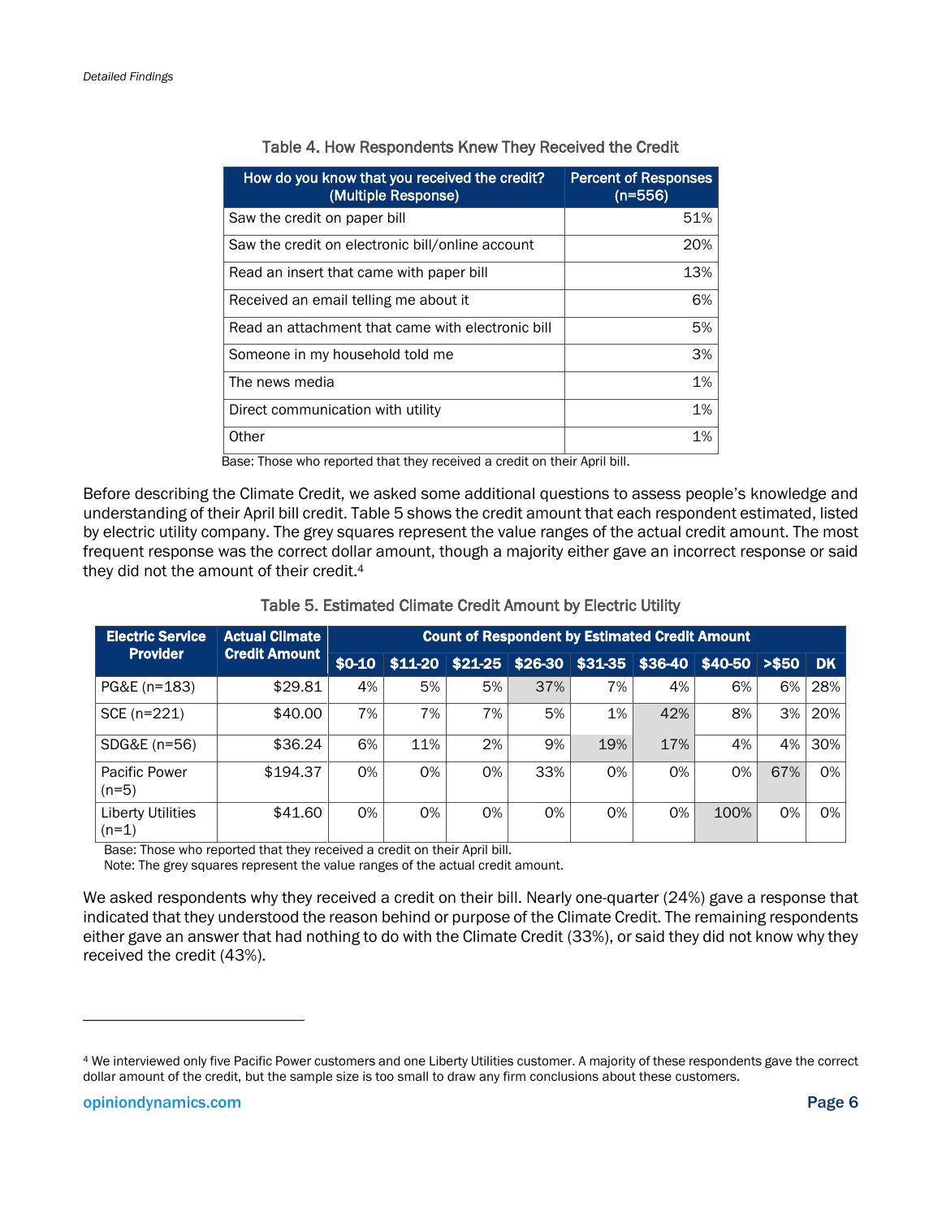Table 4. How Respondents Knew They Received the Credit

| How do you know that you received the credit? (Multiple Response) | Percent of Responses (n=556) |
|---|---|
| Saw the credit on paper bill | 51% |
| Saw the credit on electronic bill/online account | 20% |
| Read an insert that came with paper bill | 13% |
| Received an email telling me about it | 6% |
| Read an attachment that came with electronic bill | 5% |
| Someone in my household told me | 3% |
| The news media | 1% |
| Direct communication with utility | 1% |
| Other | 1% |

Base: Those who reported that they received a credit on their April bill.

Before describing the Climate Credit, we asked some additional questions to assess people's knowledge and understanding of their April bill credit. Table 5 shows the credit amount that each respondent estimated, listed by electric utility company. The grey squares represent the value ranges of the actual credit amount. The most frequent response was the correct dollar amount, though a majority either gave an incorrect response or said they did not the amount of their credit.[4]

Table 5. Estimated Climate Credit Amount by Electric Utility

| Electric Service Provider | Actual Climate Credit Amount | Count of Respondent by Estimated Credit Amount | | | | | | | | |
|---|---|---|---|---|---|---|---|---|---|---|
| | | $0-10 | $11-20 | $21-25 | $26-30 | $31-35 | $36-40 | $40-50 | >$50 | DK |
| PG&E (n=183) | $29.81 | 4% | 5% | 5% | 37% | 7% | 4% | 6% | 6% | 28% |
| SCE (n=221) | $40.00 | 7% | 7% | 7% | 5% | 1% | 42% | 8% | 3% | 20% |
| SDG&E (n=56) | $36.24 | 6% | 11% | 2% | 9% | 19% | 17% | 4% | 4% | 30% |
| Pacific Power (n=5) | $194.37 | 0% | 0% | 0% | 33% | 0% | 0% | 0% | 67% | 0% |
| Liberty Utilities (n=1) | $41.60 | 0% | 0% | 0% | 0% | 0% | 0% | 100% | 0% | 0% |

Base: Those who reported that they received a credit on their April bill.
Note: The grey squares represent the value ranges of the actual credit amount.

We asked respondents why they received a credit on their bill. Nearly one-quarter (24%) gave a response that indicated that they understood the reason behind or purpose of the Climate Credit. The remaining respondents either gave an answer that had nothing to do with the Climate Credit (33%), or said they did not know why they received the credit (43%).

[4] We interviewed only five Pacific Power customers and one Liberty Utilities customer. A majority of these respondents gave the correct dollar amount of the credit, but the sample size is too small to draw any firm conclusions about these customers.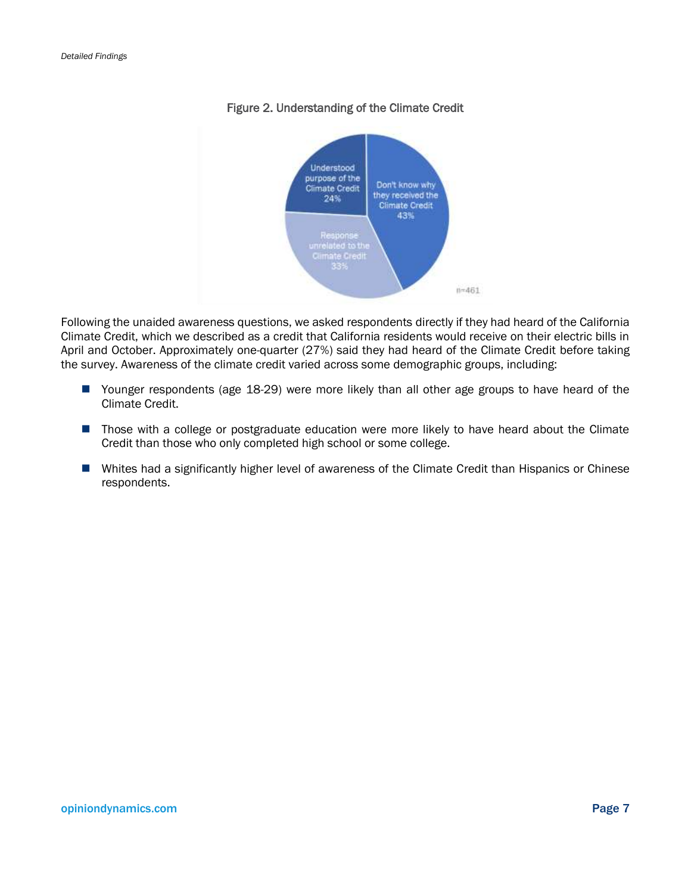Figure 2. Understanding of the Climate Credit

Following the unaided awareness questions, we asked respondents directly if they had heard of the California Climate Credit, which we described as a credit that California residents would receive on their electric bills in April and October. Approximately one-quarter (27%) said they had heard of the Climate Credit before taking the survey. Awareness of the climate credit varied across some demographic groups, including:

- Younger respondents (age 18-29) were more likely than all other age groups to have heard of the Climate Credit.
- Those with a college or postgraduate education were more likely to have heard about the Climate Credit than those who only completed high school or some college.
- Whites had a significantly higher level of awareness of the Climate Credit than Hispanics or Chinese respondents.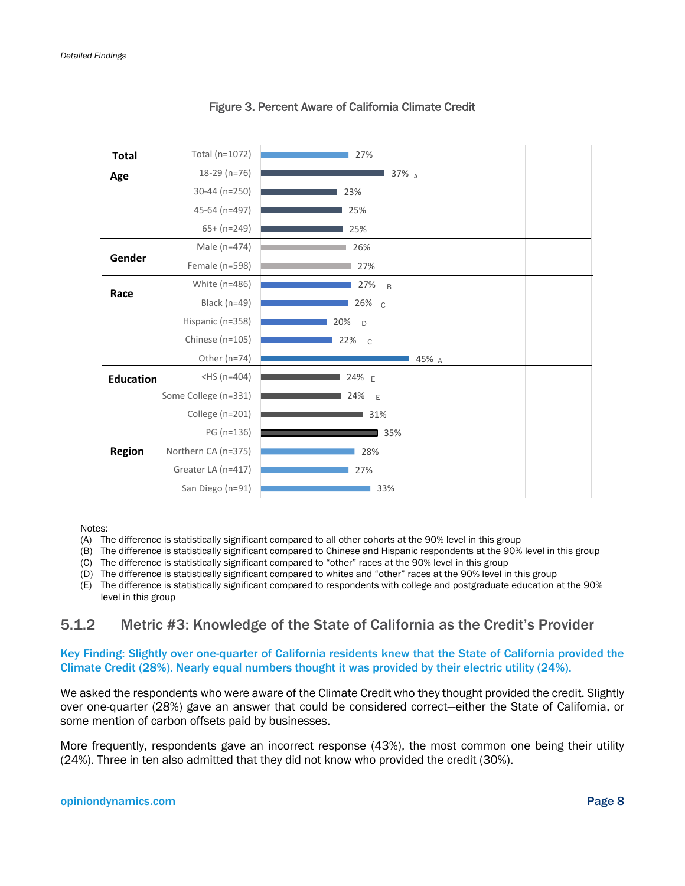Figure 3. Percent Aware of California Climate Credit

| Group | Subgroup | Percent Aware | Significance |
|---|---|---|---|
| Total | Total (n=1072) | 27% | |
| Age | 18-29 (n=76) | 37% | A |
| | 30-44 (n=250) | 23% | |
| | 45-64 (n=497) | 25% | |
| | 65+ (n=249) | 25% | |
| Gender | Male (n=474) | 26% | |
| | Female (n=598) | 27% | |
| Race | White (n=486) | 27% | B |
| | Black (n=49) | 26% | C |
| | Hispanic (n=358) | 20% | D |
| | Chinese (n=105) | 22% | C |
| | Other (n=74) | 45% | A |
| Education | <HS (n=404) | 24% | E |
| | Some College (n=331) | 24% | E |
| | College (n=201) | 31% | |
| | PG (n=136) | 35% | |
| Region | Northern CA (n=375) | 28% | |
| | Greater LA (n=417) | 27% | |
| | San Diego (n=91) | 33% | |

Notes:
(A) The difference is statistically significant compared to all other cohorts at the 90% level in this group
(B) The difference is statistically significant compared to Chinese and Hispanic respondents at the 90% level in this group
(C) The difference is statistically significant compared to "other" races at the 90% level in this group
(D) The difference is statistically significant compared to whites and "other" races at the 90% level in this group
(E) The difference is statistically significant compared to respondents with college and postgraduate education at the 90% level in this group

### 5.1.2 Metric #3: Knowledge of the State of California as the Credit's Provider

**Key Finding: Slightly over one-quarter of California residents knew that the State of California provided the Climate Credit (28%). Nearly equal numbers thought it was provided by their electric utility (24%).**

We asked the respondents who were aware of the Climate Credit who they thought provided the credit. Slightly over one-quarter (28%) gave an answer that could be considered correct—either the State of California, or some mention of carbon offsets paid by businesses.

More frequently, respondents gave an incorrect response (43%), the most common one being their utility (24%). Three in ten also admitted that they did not know who provided the credit (30%).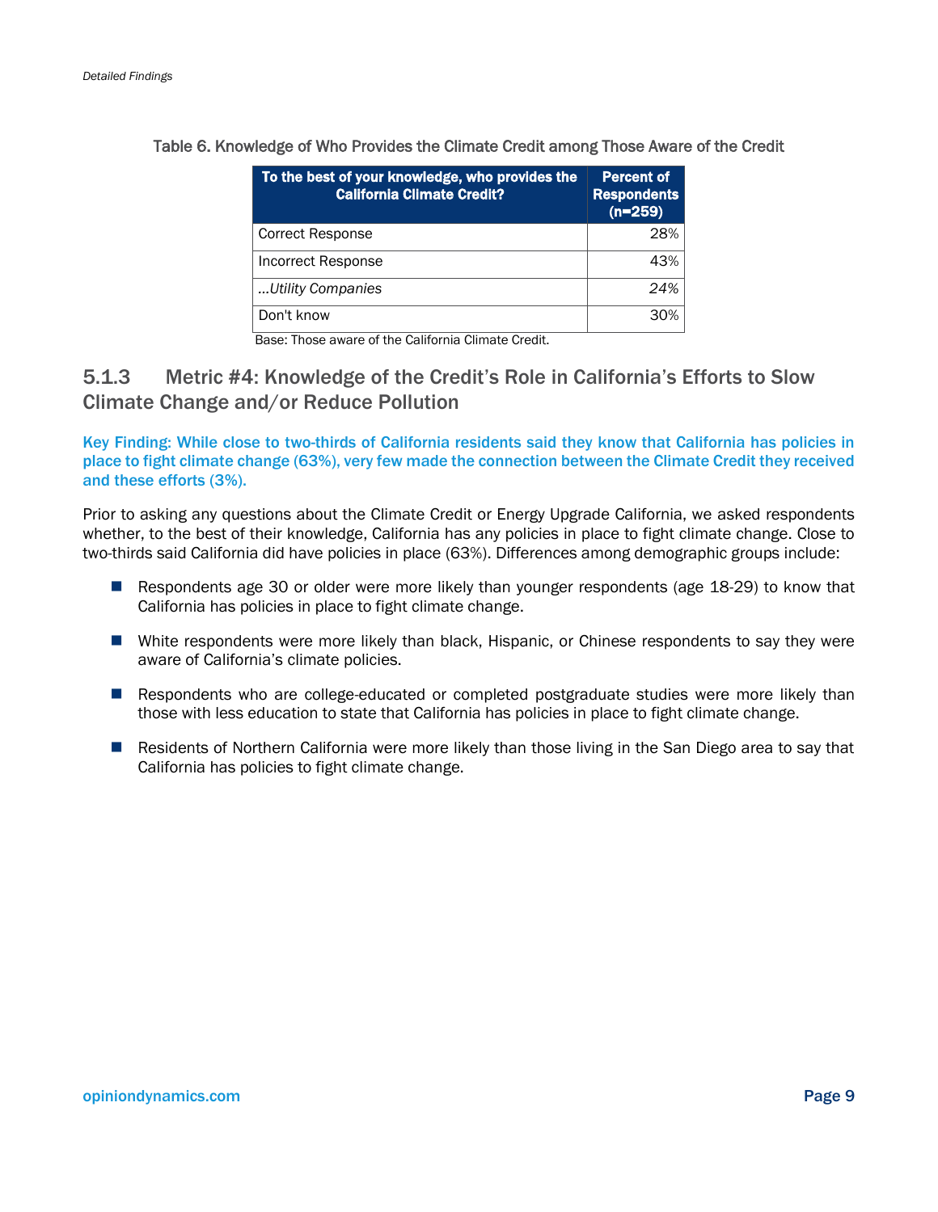Table 6. Knowledge of Who Provides the Climate Credit among Those Aware of the Credit

| To the best of your knowledge, who provides the California Climate Credit? | Percent of Respondents (n=259) |
|---|---|
| Correct Response | 28% |
| Incorrect Response | 43% |
| *...Utility Companies* | *24%* |
| Don't know | 30% |

Base: Those aware of the California Climate Credit.

### 5.1.3 Metric #4: Knowledge of the Credit's Role in California's Efforts to Slow Climate Change and/or Reduce Pollution

**Key Finding: While close to two-thirds of California residents said they know that California has policies in place to fight climate change (63%), very few made the connection between the Climate Credit they received and these efforts (3%).**

Prior to asking any questions about the Climate Credit or Energy Upgrade California, we asked respondents whether, to the best of their knowledge, California has any policies in place to fight climate change. Close to two-thirds said California did have policies in place (63%). Differences among demographic groups include:

- Respondents age 30 or older were more likely than younger respondents (age 18-29) to know that California has policies in place to fight climate change.
- White respondents were more likely than black, Hispanic, or Chinese respondents to say they were aware of California's climate policies.
- Respondents who are college-educated or completed postgraduate studies were more likely than those with less education to state that California has policies in place to fight climate change.
- Residents of Northern California were more likely than those living in the San Diego area to say that California has policies to fight climate change.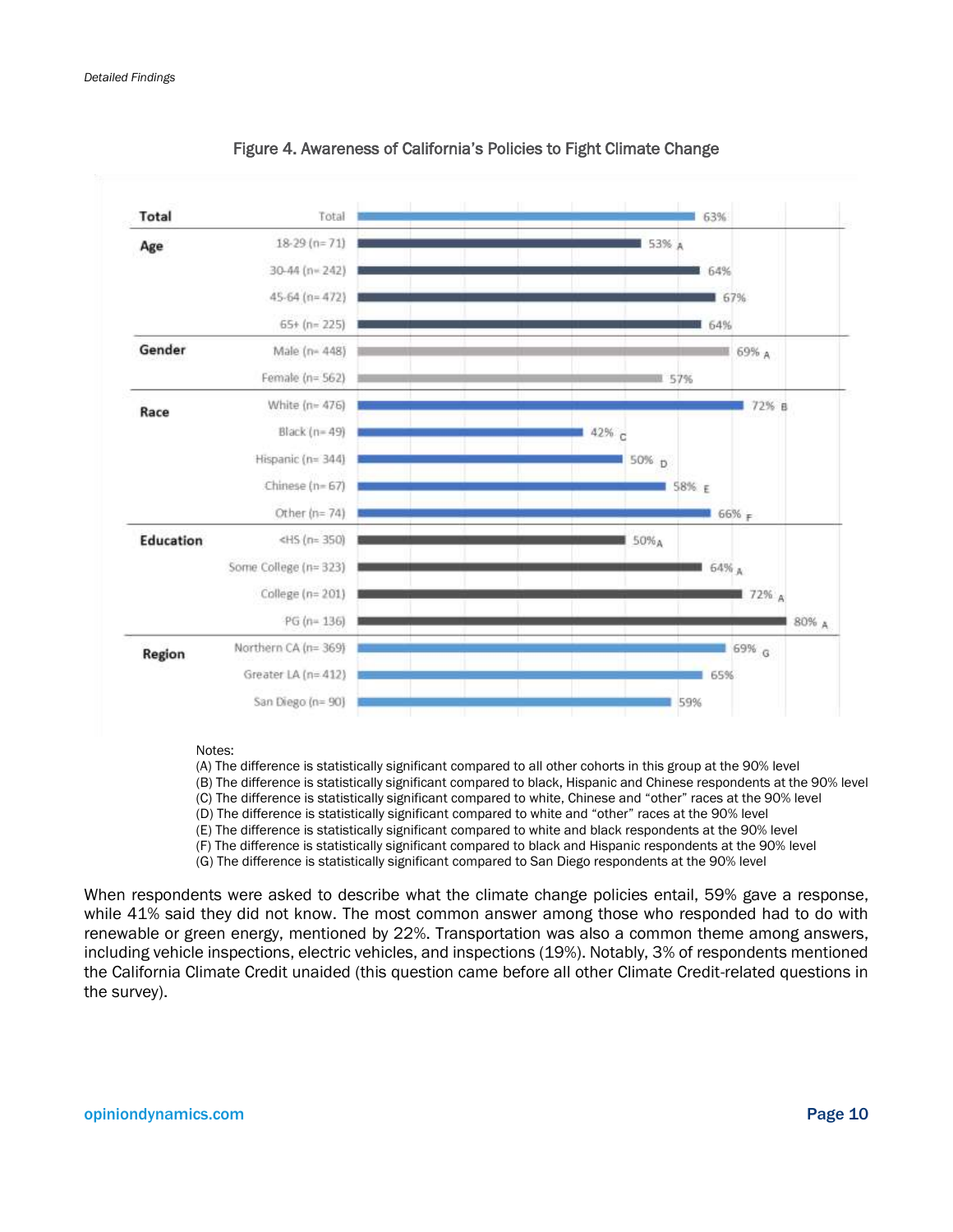Figure 4. Awareness of California's Policies to Fight Climate Change

| Group | Cohort | Awareness |
|---|---|---|
| Total | Total | 63% |
| Age | 18-29 (n= 71) | 53% A |
| | 30-44 (n= 242) | 64% |
| | 45-64 (n= 472) | 67% |
| | 65+ (n= 225) | 64% |
| Gender | Male (n= 448) | 69% A |
| | Female (n= 562) | 57% |
| Race | White (n= 476) | 72% B |
| | Black (n= 49) | 42% C |
| | Hispanic (n= 344) | 50% D |
| | Chinese (n= 67) | 58% E |
| | Other (n= 74) | 66% F |
| Education | <HS (n= 350) | 50% A |
| | Some College (n= 323) | 64% A |
| | College (n= 201) | 72% A |
| | PG (n= 136) | 80% A |
| Region | Northern CA (n= 369) | 69% G |
| | Greater LA (n= 412) | 65% |
| | San Diego (n= 90) | 59% |

Notes:
(A) The difference is statistically significant compared to all other cohorts in this group at the 90% level
(B) The difference is statistically significant compared to black, Hispanic and Chinese respondents at the 90% level
(C) The difference is statistically significant compared to white, Chinese and "other" races at the 90% level
(D) The difference is statistically significant compared to white and "other" races at the 90% level
(E) The difference is statistically significant compared to white and black respondents at the 90% level
(F) The difference is statistically significant compared to black and Hispanic respondents at the 90% level
(G) The difference is statistically significant compared to San Diego respondents at the 90% level

When respondents were asked to describe what the climate change policies entail, 59% gave a response, while 41% said they did not know. The most common answer among those who responded had to do with renewable or green energy, mentioned by 22%. Transportation was also a common theme among answers, including vehicle inspections, electric vehicles, and inspections (19%). Notably, 3% of respondents mentioned the California Climate Credit unaided (this question came before all other Climate Credit-related questions in the survey).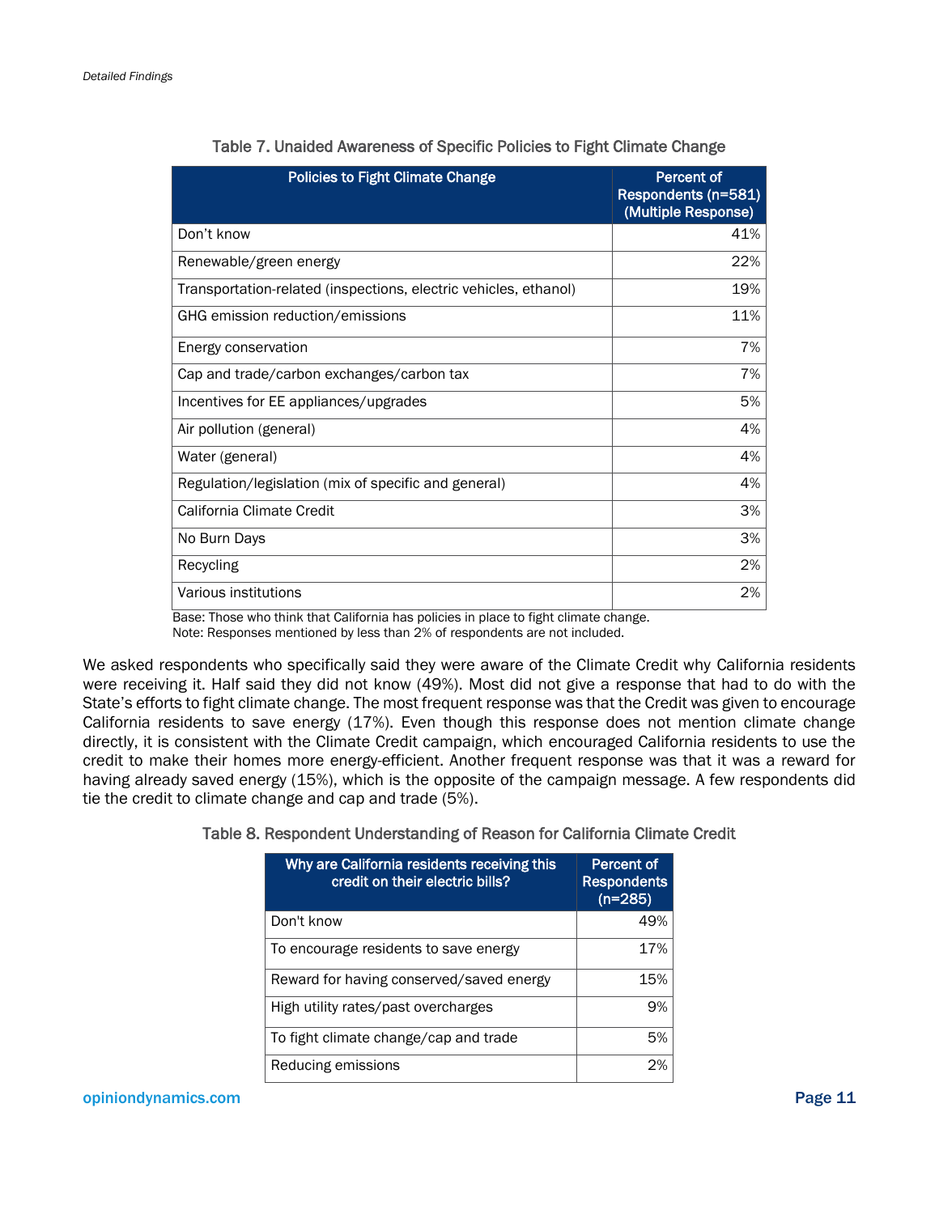Table 7. Unaided Awareness of Specific Policies to Fight Climate Change

| Policies to Fight Climate Change | Percent of Respondents (n=581) (Multiple Response) |
|---|---|
| Don't know | 41% |
| Renewable/green energy | 22% |
| Transportation-related (inspections, electric vehicles, ethanol) | 19% |
| GHG emission reduction/emissions | 11% |
| Energy conservation | 7% |
| Cap and trade/carbon exchanges/carbon tax | 7% |
| Incentives for EE appliances/upgrades | 5% |
| Air pollution (general) | 4% |
| Water (general) | 4% |
| Regulation/legislation (mix of specific and general) | 4% |
| California Climate Credit | 3% |
| No Burn Days | 3% |
| Recycling | 2% |
| Various institutions | 2% |

Base: Those who think that California has policies in place to fight climate change.
Note: Responses mentioned by less than 2% of respondents are not included.

We asked respondents who specifically said they were aware of the Climate Credit why California residents were receiving it. Half said they did not know (49%). Most did not give a response that had to do with the State's efforts to fight climate change. The most frequent response was that the Credit was given to encourage California residents to save energy (17%). Even though this response does not mention climate change directly, it is consistent with the Climate Credit campaign, which encouraged California residents to use the credit to make their homes more energy-efficient. Another frequent response was that it was a reward for having already saved energy (15%), which is the opposite of the campaign message. A few respondents did tie the credit to climate change and cap and trade (5%).

Table 8. Respondent Understanding of Reason for California Climate Credit

| Why are California residents receiving this credit on their electric bills? | Percent of Respondents (n=285) |
|---|---|
| Don't know | 49% |
| To encourage residents to save energy | 17% |
| Reward for having conserved/saved energy | 15% |
| High utility rates/past overcharges | 9% |
| To fight climate change/cap and trade | 5% |
| Reducing emissions | 2% |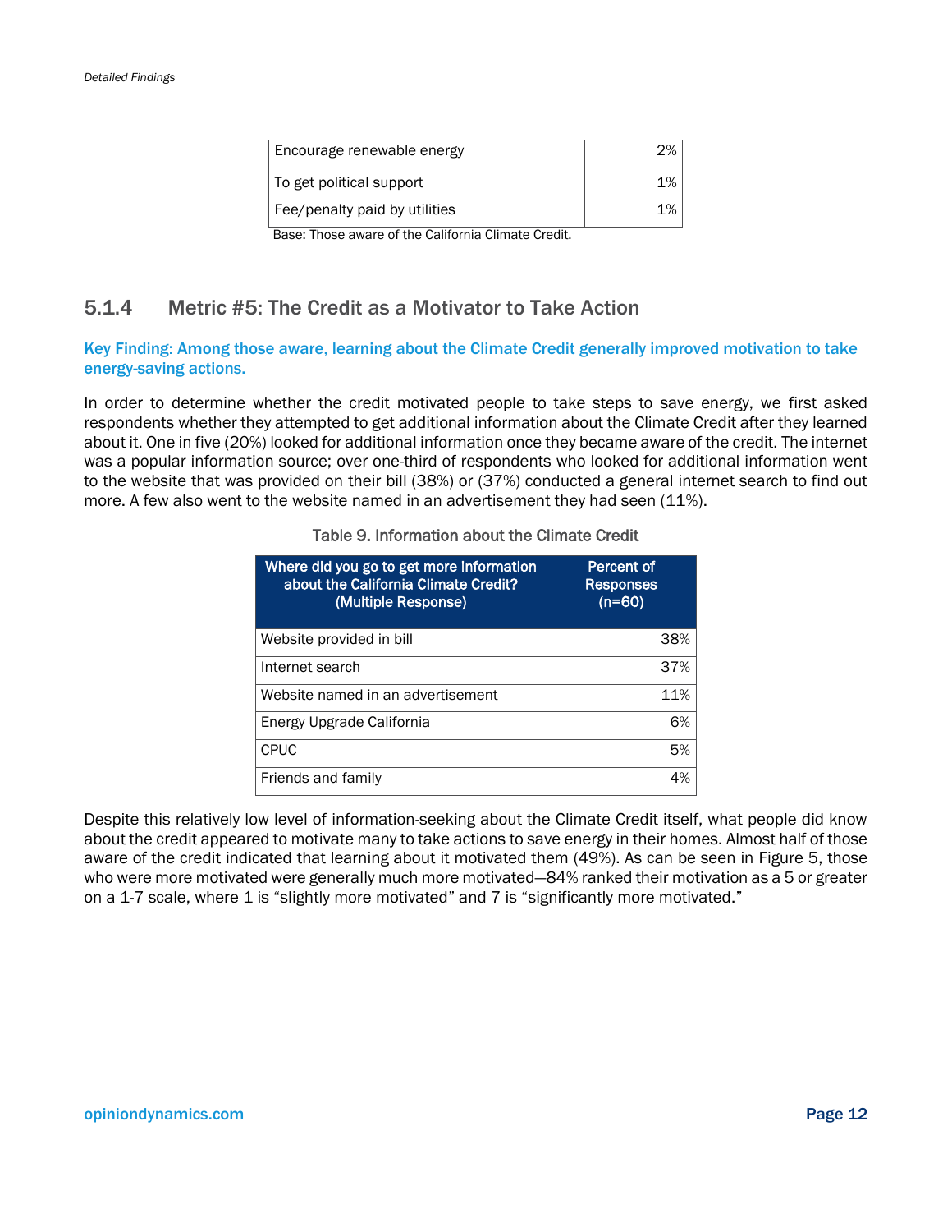| Encourage renewable energy | 2% |
| --- | --- |
| To get political support | 1% |
| Fee/penalty paid by utilities | 1% |

Base: Those aware of the California Climate Credit.

### 5.1.4 Metric #5: The Credit as a Motivator to Take Action

**Key Finding: Among those aware, learning about the Climate Credit generally improved motivation to take energy-saving actions.**

In order to determine whether the credit motivated people to take steps to save energy, we first asked respondents whether they attempted to get additional information about the Climate Credit after they learned about it. One in five (20%) looked for additional information once they became aware of the credit. The internet was a popular information source; over one-third of respondents who looked for additional information went to the website that was provided on their bill (38%) or (37%) conducted a general internet search to find out more. A few also went to the website named in an advertisement they had seen (11%).

Table 9. Information about the Climate Credit

| Where did you go to get more information about the California Climate Credit? (Multiple Response) | Percent of Responses (n=60) |
| --- | --- |
| Website provided in bill | 38% |
| Internet search | 37% |
| Website named in an advertisement | 11% |
| Energy Upgrade California | 6% |
| CPUC | 5% |
| Friends and family | 4% |

Despite this relatively low level of information-seeking about the Climate Credit itself, what people did know about the credit appeared to motivate many to take actions to save energy in their homes. Almost half of those aware of the credit indicated that learning about it motivated them (49%). As can be seen in Figure 5, those who were more motivated were generally much more motivated—84% ranked their motivation as a 5 or greater on a 1-7 scale, where 1 is "slightly more motivated" and 7 is "significantly more motivated."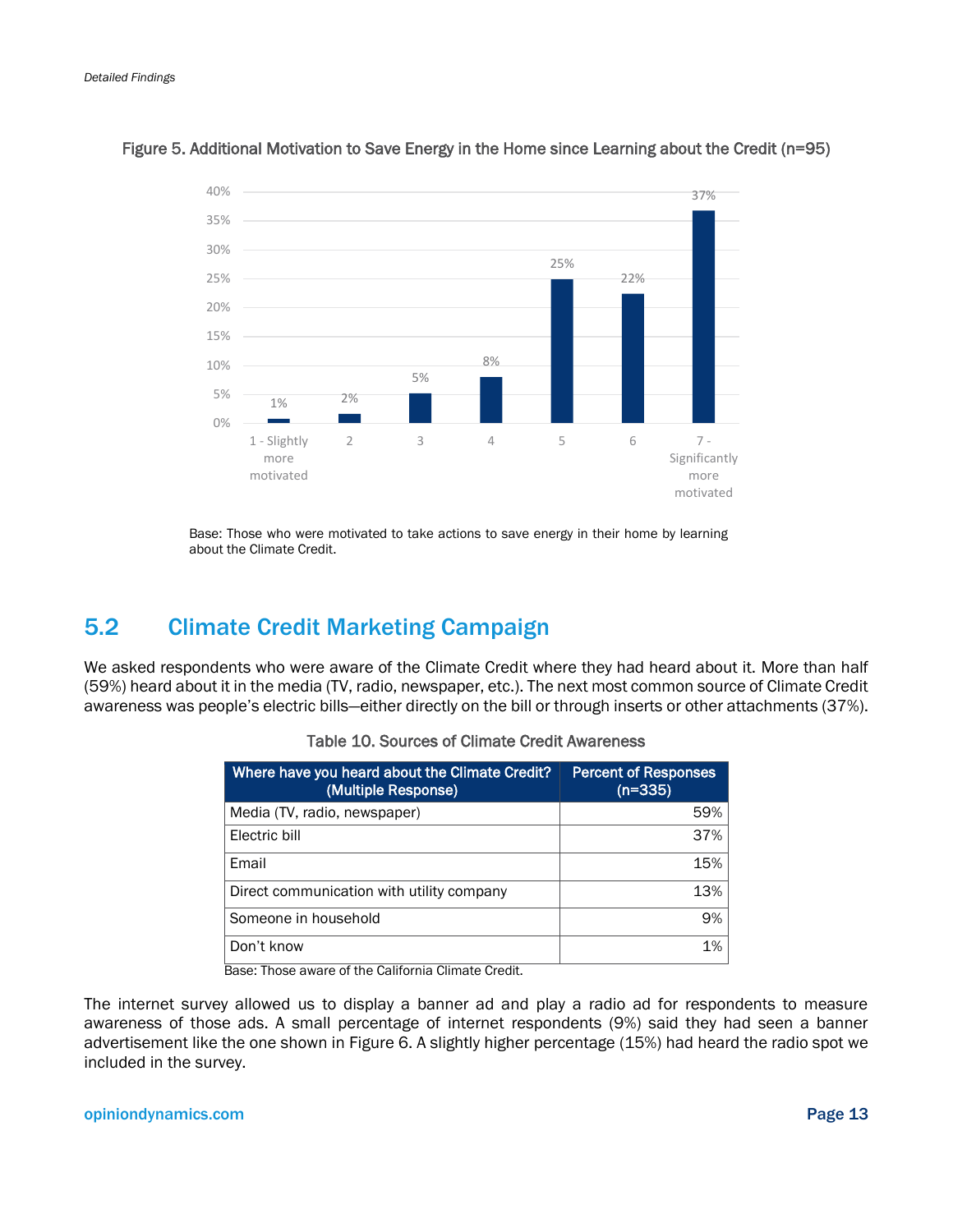Figure 5. Additional Motivation to Save Energy in the Home since Learning about the Credit (n=95)

| Rating | Percent |
|---|---|
| 1 - Slightly more motivated | 1% |
| 2 | 2% |
| 3 | 5% |
| 4 | 8% |
| 5 | 25% |
| 6 | 22% |
| 7 - Significantly more motivated | 37% |

Base: Those who were motivated to take actions to save energy in their home by learning about the Climate Credit.

## 5.2 Climate Credit Marketing Campaign

We asked respondents who were aware of the Climate Credit where they had heard about it. More than half (59%) heard about it in the media (TV, radio, newspaper, etc.). The next most common source of Climate Credit awareness was people's electric bills—either directly on the bill or through inserts or other attachments (37%).

Table 10. Sources of Climate Credit Awareness

| Where have you heard about the Climate Credit? (Multiple Response) | Percent of Responses (n=335) |
|---|---|
| Media (TV, radio, newspaper) | 59% |
| Electric bill | 37% |
| Email | 15% |
| Direct communication with utility company | 13% |
| Someone in household | 9% |
| Don't know | 1% |

Base: Those aware of the California Climate Credit.

The internet survey allowed us to display a banner ad and play a radio ad for respondents to measure awareness of those ads. A small percentage of internet respondents (9%) said they had seen a banner advertisement like the one shown in Figure 6. A slightly higher percentage (15%) had heard the radio spot we included in the survey.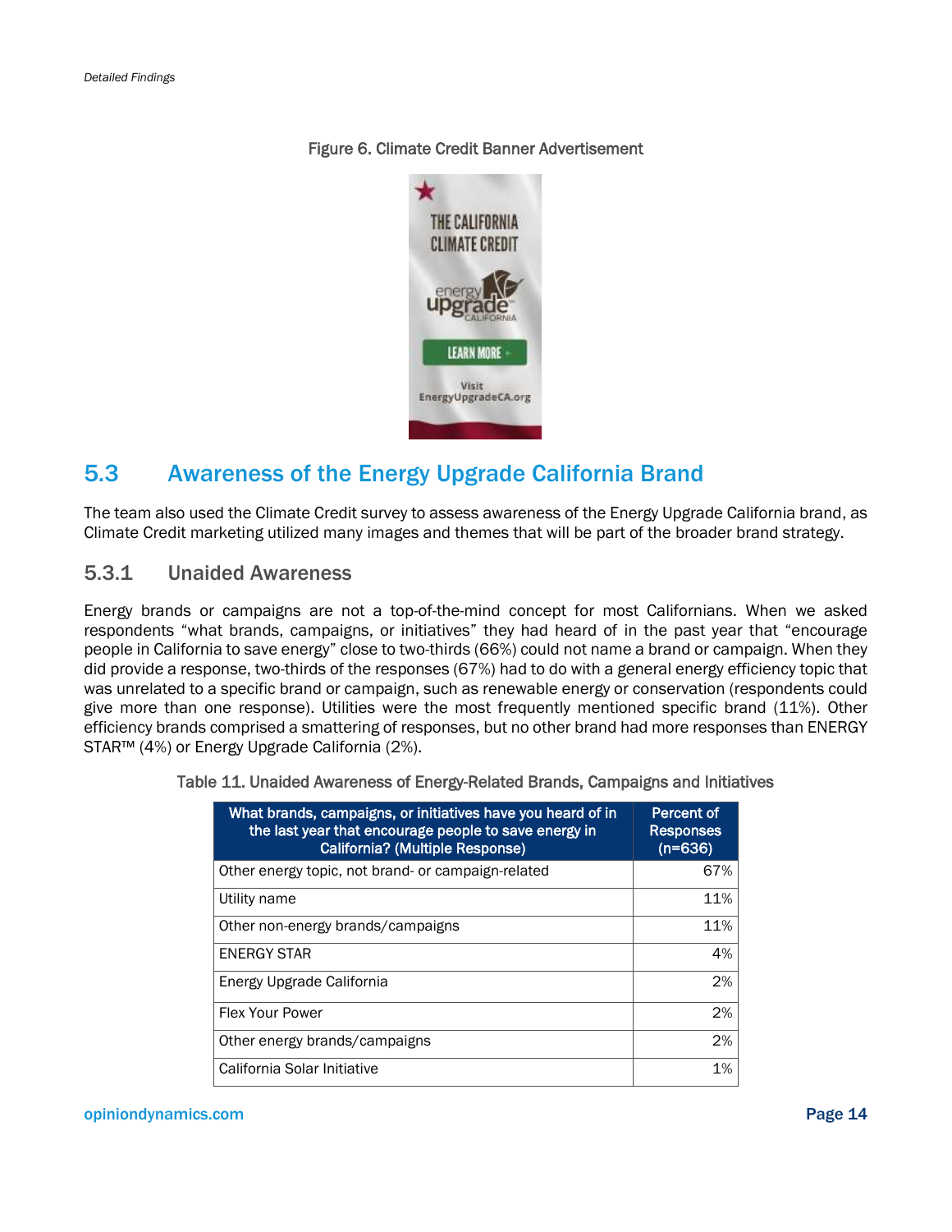Figure 6. Climate Credit Banner Advertisement

## 5.3 Awareness of the Energy Upgrade California Brand

The team also used the Climate Credit survey to assess awareness of the Energy Upgrade California brand, as Climate Credit marketing utilized many images and themes that will be part of the broader brand strategy.

### 5.3.1 Unaided Awareness

Energy brands or campaigns are not a top-of-the-mind concept for most Californians. When we asked respondents "what brands, campaigns, or initiatives" they had heard of in the past year that "encourage people in California to save energy" close to two-thirds (66%) could not name a brand or campaign. When they did provide a response, two-thirds of the responses (67%) had to do with a general energy efficiency topic that was unrelated to a specific brand or campaign, such as renewable energy or conservation (respondents could give more than one response). Utilities were the most frequently mentioned specific brand (11%). Other efficiency brands comprised a smattering of responses, but no other brand had more responses than ENERGY STAR™ (4%) or Energy Upgrade California (2%).

Table 11. Unaided Awareness of Energy-Related Brands, Campaigns and Initiatives

| What brands, campaigns, or initiatives have you heard of in the last year that encourage people to save energy in California? (Multiple Response) | Percent of Responses (n=636) |
|---|---|
| Other energy topic, not brand- or campaign-related | 67% |
| Utility name | 11% |
| Other non-energy brands/campaigns | 11% |
| ENERGY STAR | 4% |
| Energy Upgrade California | 2% |
| Flex Your Power | 2% |
| Other energy brands/campaigns | 2% |
| California Solar Initiative | 1% |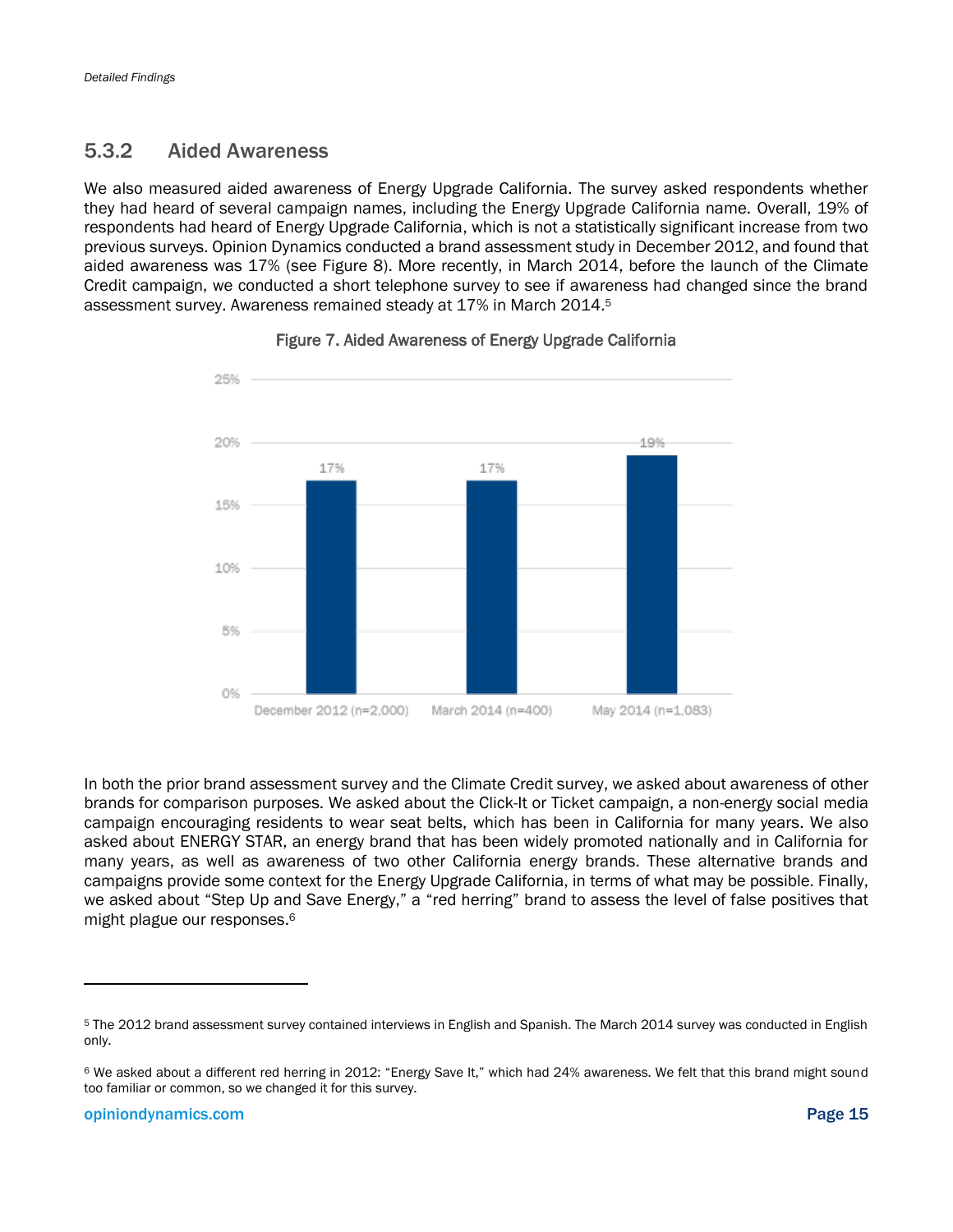## 5.3.2 Aided Awareness

We also measured aided awareness of Energy Upgrade California. The survey asked respondents whether they had heard of several campaign names, including the Energy Upgrade California name. Overall, 19% of respondents had heard of Energy Upgrade California, which is not a statistically significant increase from two previous surveys. Opinion Dynamics conducted a brand assessment study in December 2012, and found that aided awareness was 17% (see Figure 8). More recently, in March 2014, before the launch of the Climate Credit campaign, we conducted a short telephone survey to see if awareness had changed since the brand assessment survey. Awareness remained steady at 17% in March 2014.[5]

Figure 7. Aided Awareness of Energy Upgrade California

| Survey | Aided Awareness |
|---|---|
| December 2012 (n=2,000) | 17% |
| March 2014 (n=400) | 17% |
| May 2014 (n=1,083) | 19% |

In both the prior brand assessment survey and the Climate Credit survey, we asked about awareness of other brands for comparison purposes. We asked about the Click-It or Ticket campaign, a non-energy social media campaign encouraging residents to wear seat belts, which has been in California for many years. We also asked about ENERGY STAR, an energy brand that has been widely promoted nationally and in California for many years, as well as awareness of two other California energy brands. These alternative brands and campaigns provide some context for the Energy Upgrade California, in terms of what may be possible. Finally, we asked about "Step Up and Save Energy," a "red herring" brand to assess the level of false positives that might plague our responses.[6]

---

[5] The 2012 brand assessment survey contained interviews in English and Spanish. The March 2014 survey was conducted in English only.

[6] We asked about a different red herring in 2012: "Energy Save It," which had 24% awareness. We felt that this brand might sound too familiar or common, so we changed it for this survey.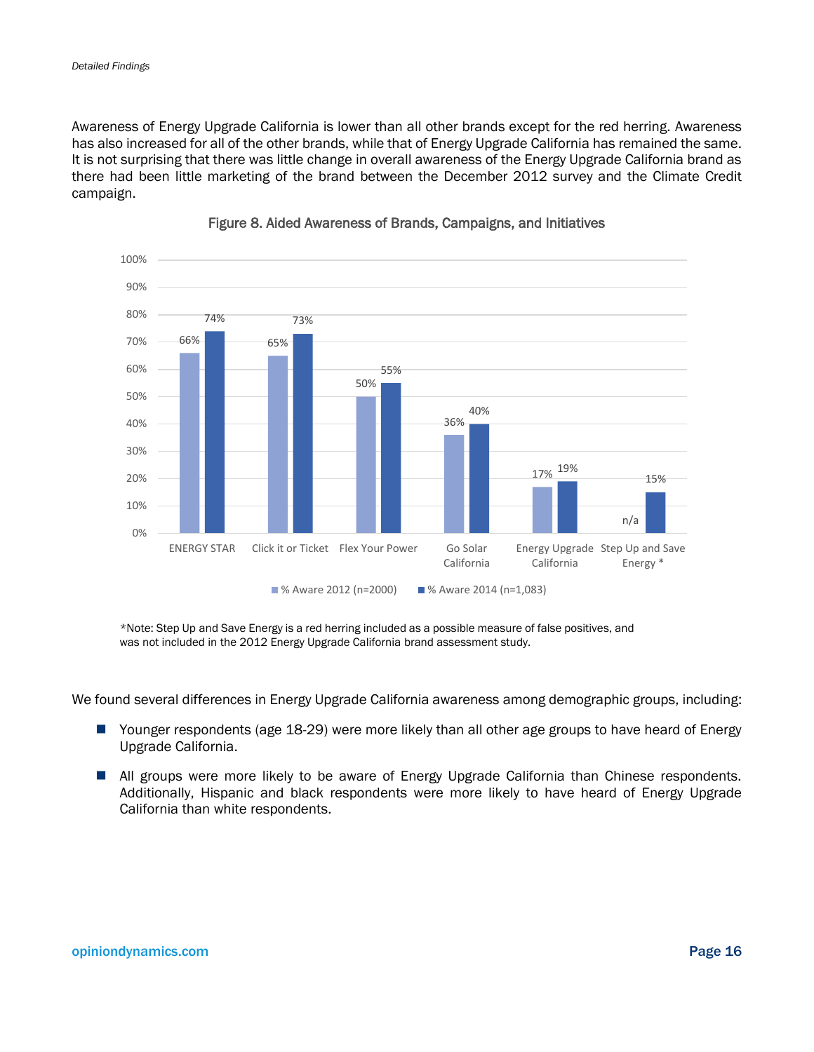Awareness of Energy Upgrade California is lower than all other brands except for the red herring. Awareness has also increased for all of the other brands, while that of Energy Upgrade California has remained the same. It is not surprising that there was little change in overall awareness of the Energy Upgrade California brand as there had been little marketing of the brand between the December 2012 survey and the Climate Credit campaign.

**Figure 8. Aided Awareness of Brands, Campaigns, and Initiatives**

| Brand | % Aware 2012 (n=2000) | % Aware 2014 (n=1,083) |
| --- | --- | --- |
| ENERGY STAR | 66% | 74% |
| Click it or Ticket | 65% | 73% |
| Flex Your Power | 50% | 55% |
| Go Solar California | 36% | 40% |
| Energy Upgrade California | 17% | 19% |
| Step Up and Save Energy * | n/a | 15% |

*Note: Step Up and Save Energy is a red herring included as a possible measure of false positives, and was not included in the 2012 Energy Upgrade California brand assessment study.

We found several differences in Energy Upgrade California awareness among demographic groups, including:

- Younger respondents (age 18-29) were more likely than all other age groups to have heard of Energy Upgrade California.
- All groups were more likely to be aware of Energy Upgrade California than Chinese respondents. Additionally, Hispanic and black respondents were more likely to have heard of Energy Upgrade California than white respondents.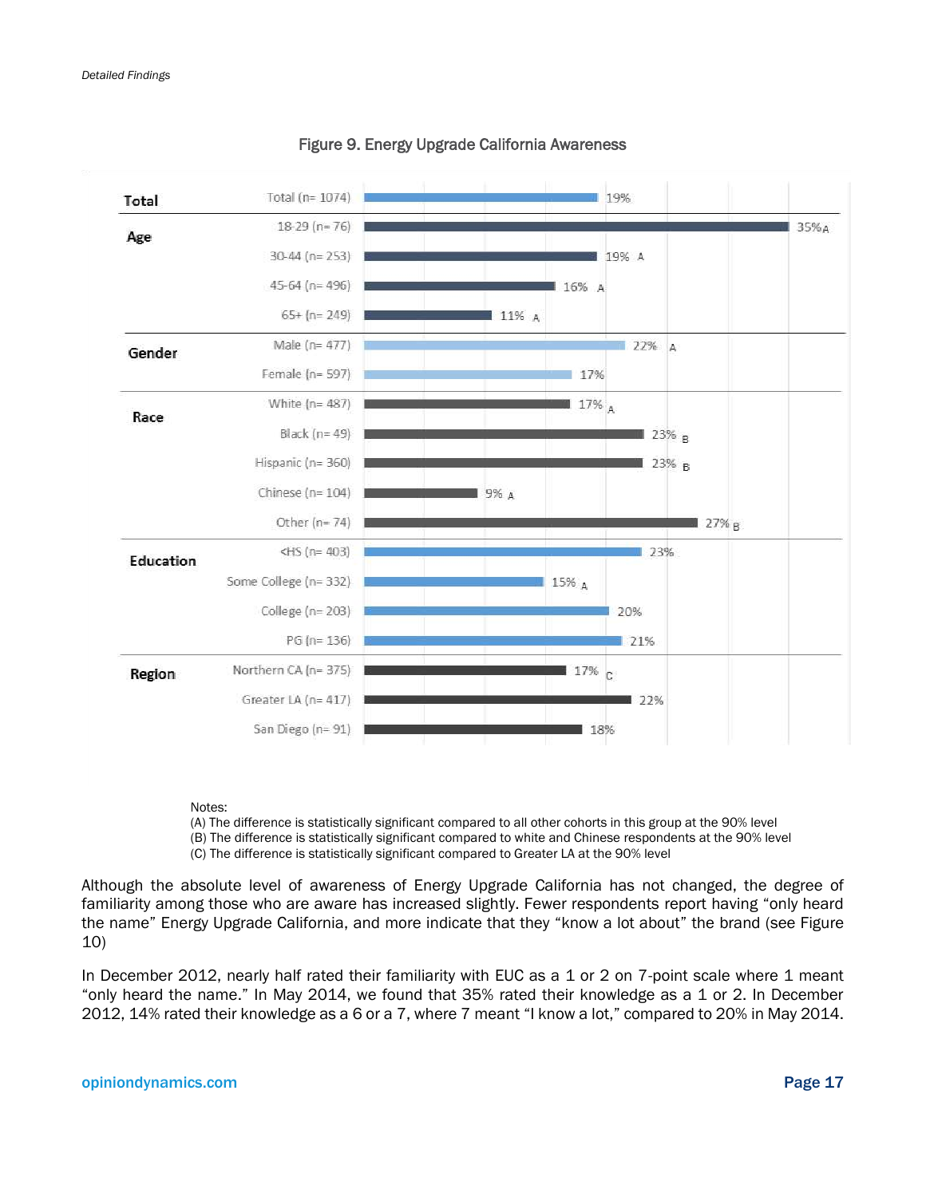Figure 9. Energy Upgrade California Awareness

| Group | Cohort | Awareness | Significance |
|---|---|---|---|
| Total | Total (n= 1074) | 19% | |
| Age | 18-29 (n= 76) | 35% | A |
| | 30-44 (n= 253) | 19% | A |
| | 45-64 (n= 496) | 16% | A |
| | 65+ (n= 249) | 11% | A |
| Gender | Male (n= 477) | 22% | A |
| | Female (n= 597) | 17% | |
| Race | White (n= 487) | 17% | A |
| | Black (n= 49) | 23% | B |
| | Hispanic (n= 360) | 23% | B |
| | Chinese (n= 104) | 9% | A |
| | Other (n= 74) | 27% | B |
| Education | <HS (n= 403) | 23% | |
| | Some College (n= 332) | 15% | A |
| | College (n= 203) | 20% | |
| | PG (n= 136) | 21% | |
| Region | Northern CA (n= 375) | 17% | C |
| | Greater LA (n= 417) | 22% | |
| | San Diego (n= 91) | 18% | |

Notes:
(A) The difference is statistically significant compared to all other cohorts in this group at the 90% level
(B) The difference is statistically significant compared to white and Chinese respondents at the 90% level
(C) The difference is statistically significant compared to Greater LA at the 90% level

Although the absolute level of awareness of Energy Upgrade California has not changed, the degree of familiarity among those who are aware has increased slightly. Fewer respondents report having "only heard the name" Energy Upgrade California, and more indicate that they "know a lot about" the brand (see Figure 10)

In December 2012, nearly half rated their familiarity with EUC as a 1 or 2 on 7-point scale where 1 meant "only heard the name." In May 2014, we found that 35% rated their knowledge as a 1 or 2. In December 2012, 14% rated their knowledge as a 6 or a 7, where 7 meant "I know a lot," compared to 20% in May 2014.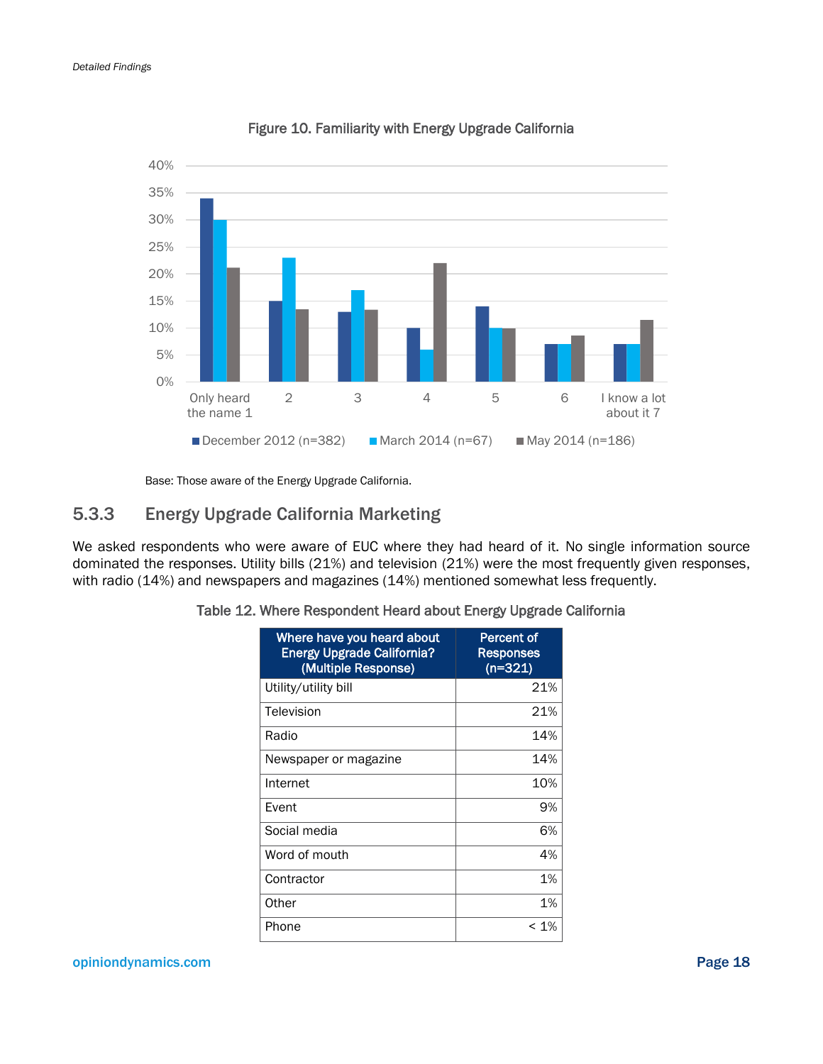Figure 10. Familiarity with Energy Upgrade California

Base: Those aware of the Energy Upgrade California.

### 5.3.3 Energy Upgrade California Marketing

We asked respondents who were aware of EUC where they had heard of it. No single information source dominated the responses. Utility bills (21%) and television (21%) were the most frequently given responses, with radio (14%) and newspapers and magazines (14%) mentioned somewhat less frequently.

Table 12. Where Respondent Heard about Energy Upgrade California

| Where have you heard about Energy Upgrade California? (Multiple Response) | Percent of Responses (n=321) |
|---|---|
| Utility/utility bill | 21% |
| Television | 21% |
| Radio | 14% |
| Newspaper or magazine | 14% |
| Internet | 10% |
| Event | 9% |
| Social media | 6% |
| Word of mouth | 4% |
| Contractor | 1% |
| Other | 1% |
| Phone | < 1% |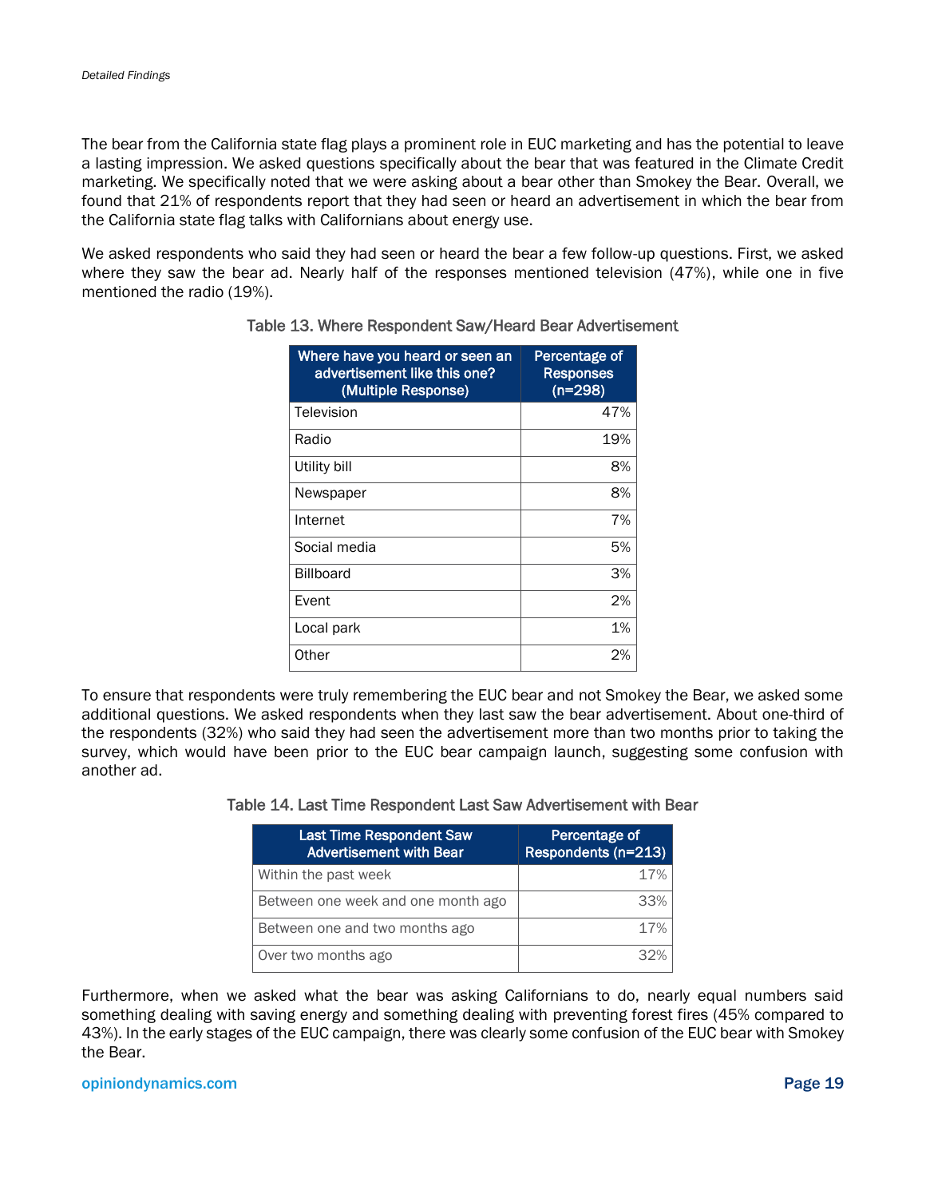The bear from the California state flag plays a prominent role in EUC marketing and has the potential to leave a lasting impression. We asked questions specifically about the bear that was featured in the Climate Credit marketing. We specifically noted that we were asking about a bear other than Smokey the Bear. Overall, we found that 21% of respondents report that they had seen or heard an advertisement in which the bear from the California state flag talks with Californians about energy use.

We asked respondents who said they had seen or heard the bear a few follow-up questions. First, we asked where they saw the bear ad. Nearly half of the responses mentioned television (47%), while one in five mentioned the radio (19%).

Table 13. Where Respondent Saw/Heard Bear Advertisement

| Where have you heard or seen an advertisement like this one? (Multiple Response) | Percentage of Responses (n=298) |
|---|---|
| Television | 47% |
| Radio | 19% |
| Utility bill | 8% |
| Newspaper | 8% |
| Internet | 7% |
| Social media | 5% |
| Billboard | 3% |
| Event | 2% |
| Local park | 1% |
| Other | 2% |

To ensure that respondents were truly remembering the EUC bear and not Smokey the Bear, we asked some additional questions. We asked respondents when they last saw the bear advertisement. About one-third of the respondents (32%) who said they had seen the advertisement more than two months prior to taking the survey, which would have been prior to the EUC bear campaign launch, suggesting some confusion with another ad.

Table 14. Last Time Respondent Last Saw Advertisement with Bear

| Last Time Respondent Saw Advertisement with Bear | Percentage of Respondents (n=213) |
|---|---|
| Within the past week | 17% |
| Between one week and one month ago | 33% |
| Between one and two months ago | 17% |
| Over two months ago | 32% |

Furthermore, when we asked what the bear was asking Californians to do, nearly equal numbers said something dealing with saving energy and something dealing with preventing forest fires (45% compared to 43%). In the early stages of the EUC campaign, there was clearly some confusion of the EUC bear with Smokey the Bear.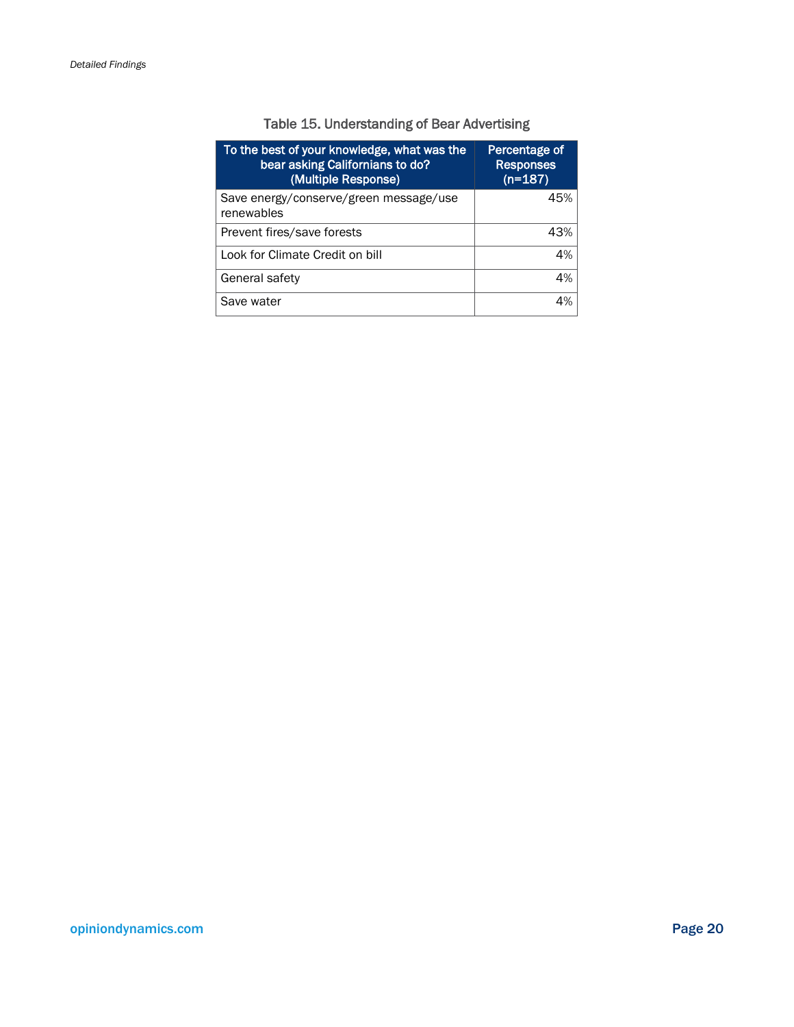Table 15. Understanding of Bear Advertising

| To the best of your knowledge, what was the bear asking Californians to do? (Multiple Response) | Percentage of Responses (n=187) |
|---|---|
| Save energy/conserve/green message/use renewables | 45% |
| Prevent fires/save forests | 43% |
| Look for Climate Credit on bill | 4% |
| General safety | 4% |
| Save water | 4% |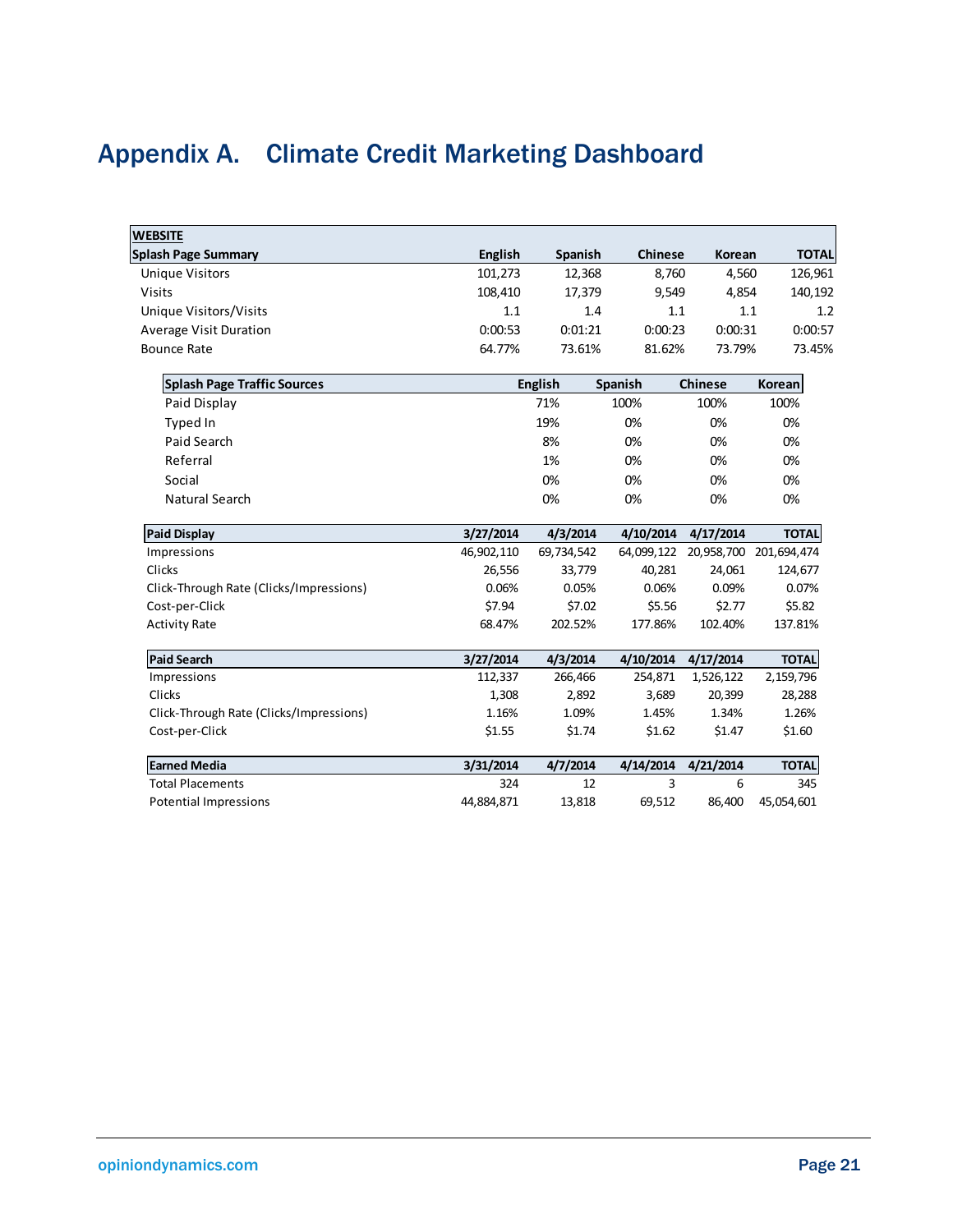# Appendix A. Climate Credit Marketing Dashboard

**WEBSITE**

| Splash Page Summary | English | Spanish | Chinese | Korean | TOTAL |
|---|---|---|---|---|---|
| Unique Visitors | 101,273 | 12,368 | 8,760 | 4,560 | 126,961 |
| Visits | 108,410 | 17,379 | 9,549 | 4,854 | 140,192 |
| Unique Visitors/Visits | 1.1 | 1.4 | 1.1 | 1.1 | 1.2 |
| Average Visit Duration | 0:00:53 | 0:01:21 | 0:00:23 | 0:00:31 | 0:00:57 |
| Bounce Rate | 64.77% | 73.61% | 81.62% | 73.79% | 73.45% |

| Splash Page Traffic Sources | English | Spanish | Chinese | Korean |
|---|---|---|---|---|
| Paid Display | 71% | 100% | 100% | 100% |
| Typed In | 19% | 0% | 0% | 0% |
| Paid Search | 8% | 0% | 0% | 0% |
| Referral | 1% | 0% | 0% | 0% |
| Social | 0% | 0% | 0% | 0% |
| Natural Search | 0% | 0% | 0% | 0% |

| Paid Display | 3/27/2014 | 4/3/2014 | 4/10/2014 | 4/17/2014 | TOTAL |
|---|---|---|---|---|---|
| Impressions | 46,902,110 | 69,734,542 | 64,099,122 | 20,958,700 | 201,694,474 |
| Clicks | 26,556 | 33,779 | 40,281 | 24,061 | 124,677 |
| Click-Through Rate (Clicks/Impressions) | 0.06% | 0.05% | 0.06% | 0.09% | 0.07% |
| Cost-per-Click | $7.94 | $7.02 | $5.56 | $2.77 | $5.82 |
| Activity Rate | 68.47% | 202.52% | 177.86% | 102.40% | 137.81% |

| Paid Search | 3/27/2014 | 4/3/2014 | 4/10/2014 | 4/17/2014 | TOTAL |
|---|---|---|---|---|---|
| Impressions | 112,337 | 266,466 | 254,871 | 1,526,122 | 2,159,796 |
| Clicks | 1,308 | 2,892 | 3,689 | 20,399 | 28,288 |
| Click-Through Rate (Clicks/Impressions) | 1.16% | 1.09% | 1.45% | 1.34% | 1.26% |
| Cost-per-Click | $1.55 | $1.74 | $1.62 | $1.47 | $1.60 |

| Earned Media | 3/31/2014 | 4/7/2014 | 4/14/2014 | 4/21/2014 | TOTAL |
|---|---|---|---|---|---|
| Total Placements | 324 | 12 | 3 | 6 | 345 |
| Potential Impressions | 44,884,871 | 13,818 | 69,512 | 86,400 | 45,054,601 |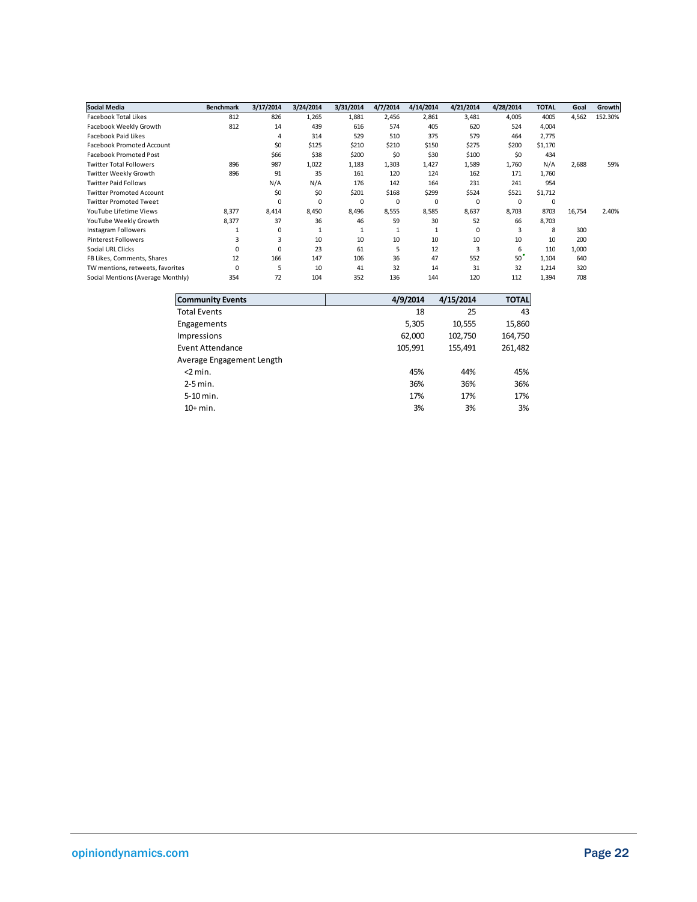| Social Media | Benchmark | 3/17/2014 | 3/24/2014 | 3/31/2014 | 4/7/2014 | 4/14/2014 | 4/21/2014 | 4/28/2014 | TOTAL | Goal | Growth |
|---|---|---|---|---|---|---|---|---|---|---|---|
| Facebook Total Likes | 812 | 826 | 1,265 | 1,881 | 2,456 | 2,861 | 3,481 | 4,005 | 4005 | 4,562 | 152.30% |
| Facebook Weekly Growth | 812 | 14 | 439 | 616 | 574 | 405 | 620 | 524 | 4,004 | | |
| Facebook Paid Likes | | 4 | 314 | 529 | 510 | 375 | 579 | 464 | 2,775 | | |
| Facebook Promoted Account | | $0 | $125 | $210 | $210 | $150 | $275 | $200 | $1,170 | | |
| Facebook Promoted Post | | $66 | $38 | $200 | $0 | $30 | $100 | $0 | 434 | | |
| Twitter Total Followers | 896 | 987 | 1,022 | 1,183 | 1,303 | 1,427 | 1,589 | 1,760 | N/A | 2,688 | 59% |
| Twitter Weekly Growth | 896 | 91 | 35 | 161 | 120 | 124 | 162 | 171 | 1,760 | | |
| Twitter Paid Follows | | N/A | N/A | 176 | 142 | 164 | 231 | 241 | 954 | | |
| Twitter Promoted Account | | $0 | $0 | $201 | $168 | $299 | $524 | $521 | $1,712 | | |
| Twitter Promoted Tweet | | 0 | 0 | 0 | 0 | 0 | 0 | 0 | 0 | | |
| YouTube Lifetime Views | 8,377 | 8,414 | 8,450 | 8,496 | 8,555 | 8,585 | 8,637 | 8,703 | 8703 | 16,754 | 2.40% |
| YouTube Weekly Growth | 8,377 | 37 | 36 | 46 | 59 | 30 | 52 | 66 | 8,703 | | |
| Instagram Followers | 1 | 0 | 1 | 1 | 1 | 1 | 0 | 3 | 8 | 300 | |
| Pinterest Followers | 3 | 3 | 10 | 10 | 10 | 10 | 10 | 10 | 10 | 200 | |
| Social URL Clicks | 0 | 0 | 23 | 61 | 5 | 12 | 3 | 6 | 110 | 1,000 | |
| FB Likes, Comments, Shares | 12 | 166 | 147 | 106 | 36 | 47 | 552 | 50 | 1,104 | 640 | |
| TW mentions, retweets, favorites | 0 | 5 | 10 | 41 | 32 | 14 | 31 | 32 | 1,214 | 320 | |
| Social Mentions (Average Monthly) | 354 | 72 | 104 | 352 | 136 | 144 | 120 | 112 | 1,394 | 708 | |

| Community Events | 4/9/2014 | 4/15/2014 | TOTAL |
|---|---|---|---|
| Total Events | 18 | 25 | 43 |
| Engagements | 5,305 | 10,555 | 15,860 |
| Impressions | 62,000 | 102,750 | 164,750 |
| Event Attendance | 105,991 | 155,491 | 261,482 |
| Average Engagement Length | | | |
| <2 min. | 45% | 44% | 45% |
| 2-5 min. | 36% | 36% | 36% |
| 5-10 min. | 17% | 17% | 17% |
| 10+ min. | 3% | 3% | 3% |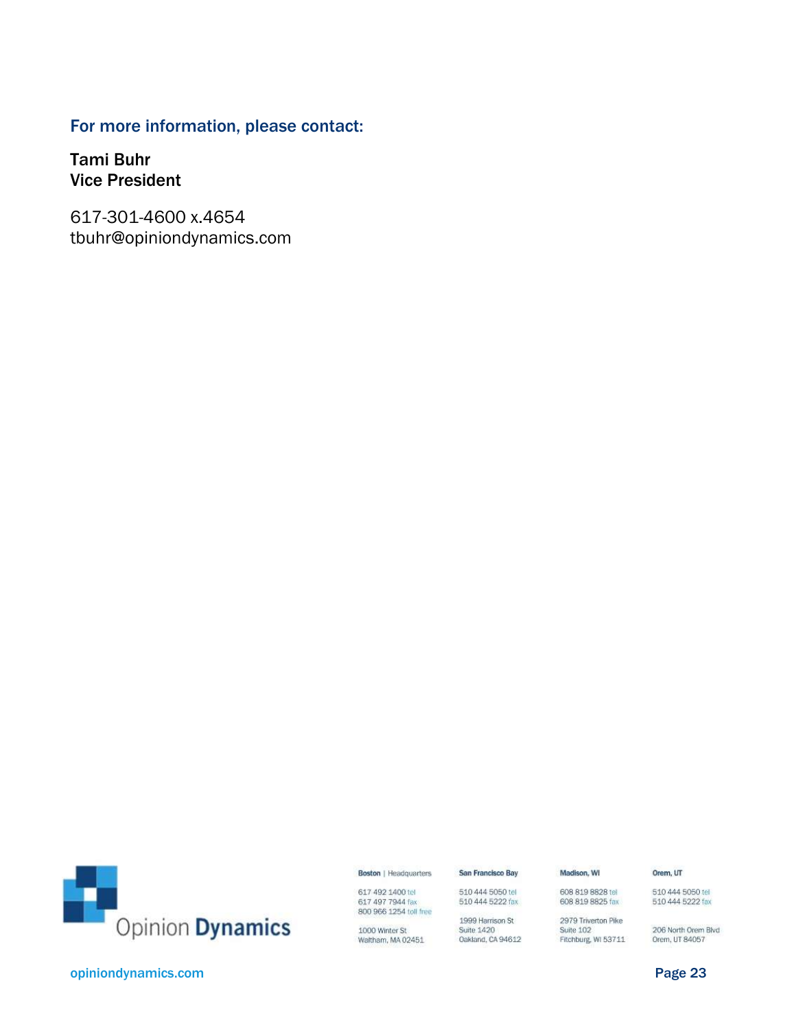## For more information, please contact:

**Tami Buhr**
**Vice President**

617-301-4600 x.4654
tbuhr@opiniondynamics.com

Opinion **Dynamics**

**Boston** | Headquarters

617 492 1400 tel
617 497 7944 fax
800 966 1254 toll free

1000 Winter St
Waltham, MA 02451

**San Francisco Bay**

510 444 5050 tel
510 444 5222 fax

1999 Harrison St
Suite 1420
Oakland, CA 94612

**Madison, WI**

608 819 8828 tel
608 819 8825 fax

2979 Triverton Pike
Suite 102
Fitchburg, WI 53711

**Orem, UT**

510 444 5050 tel
510 444 5222 fax

206 North Orem Blvd
Orem, UT 84057

opiniondynamics.com